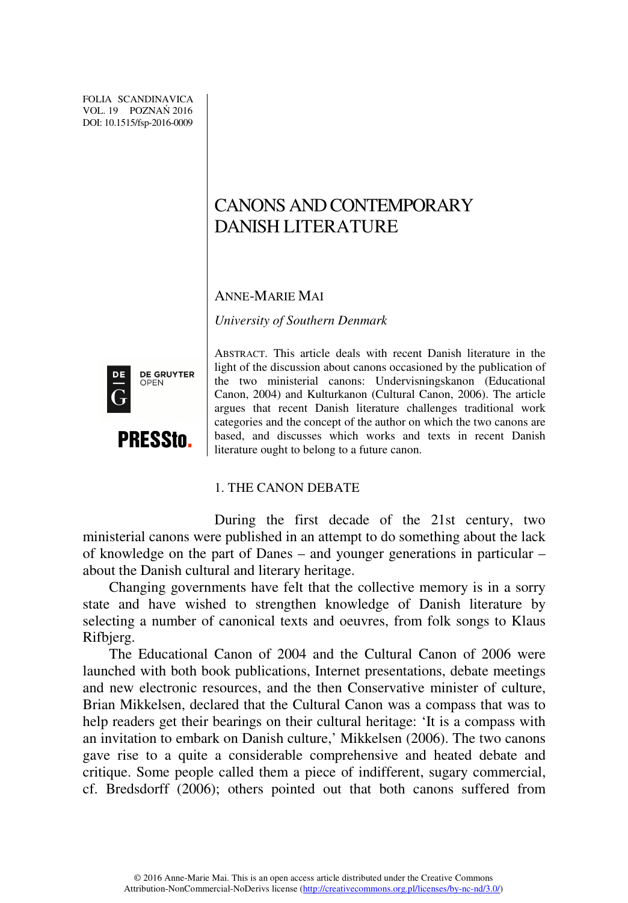FOLIA SCANDINAVICA
VOL. 19 POZNAŃ 2016
DOI: 10.1515/fsp-2016-0009

# CANONS AND CONTEMPORARY DANISH LITERATURE

ANNE-MARIE MAI

*University of Southern Denmark*

ABSTRACT. This article deals with recent Danish literature in the light of the discussion about canons occasioned by the publication of the two ministerial canons: Undervisningskanon (Educational Canon, 2004) and Kulturkanon (Cultural Canon, 2006). The article argues that recent Danish literature challenges traditional work categories and the concept of the author on which the two canons are based, and discusses which works and texts in recent Danish literature ought to belong to a future canon.

## 1. THE CANON DEBATE

During the first decade of the 21st century, two ministerial canons were published in an attempt to do something about the lack of knowledge on the part of Danes – and younger generations in particular – about the Danish cultural and literary heritage.

Changing governments have felt that the collective memory is in a sorry state and have wished to strengthen knowledge of Danish literature by selecting a number of canonical texts and oeuvres, from folk songs to Klaus Rifbjerg.

The Educational Canon of 2004 and the Cultural Canon of 2006 were launched with both book publications, Internet presentations, debate meetings and new electronic resources, and the then Conservative minister of culture, Brian Mikkelsen, declared that the Cultural Canon was a compass that was to help readers get their bearings on their cultural heritage: 'It is a compass with an invitation to embark on Danish culture,' Mikkelsen (2006). The two canons gave rise to a quite a considerable comprehensive and heated debate and critique. Some people called them a piece of indifferent, sugary commercial, cf. Bredsdorff (2006); others pointed out that both canons suffered from

© 2016 Anne-Marie Mai. This is an open access article distributed under the Creative Commons Attribution-NonCommercial-NoDerivs license (http://creativecommons.org.pl/licenses/by-nc-nd/3.0/)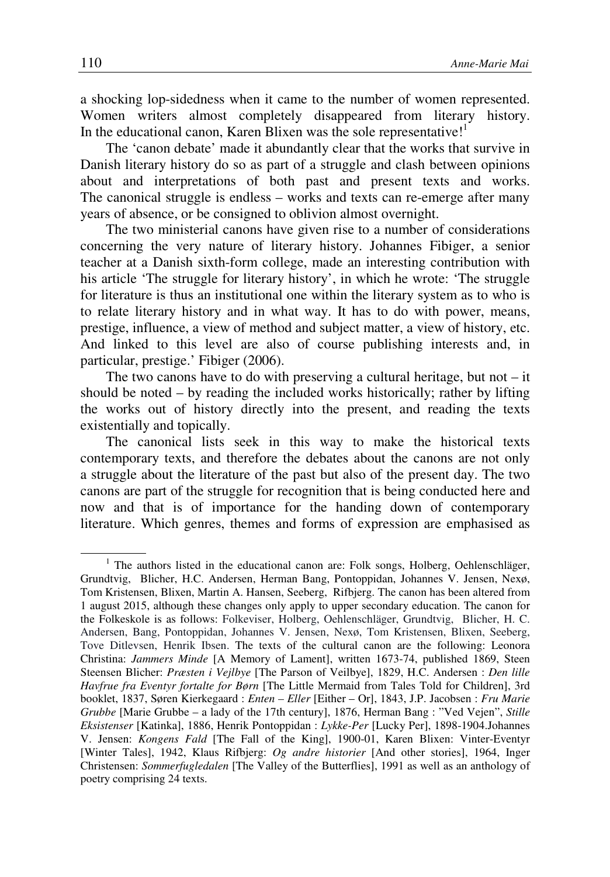a shocking lop-sidedness when it came to the number of women represented. Women writers almost completely disappeared from literary history. In the educational canon, Karen Blixen was the sole representative![1]

The 'canon debate' made it abundantly clear that the works that survive in Danish literary history do so as part of a struggle and clash between opinions about and interpretations of both past and present texts and works. The canonical struggle is endless – works and texts can re-emerge after many years of absence, or be consigned to oblivion almost overnight.

The two ministerial canons have given rise to a number of considerations concerning the very nature of literary history. Johannes Fibiger, a senior teacher at a Danish sixth-form college, made an interesting contribution with his article 'The struggle for literary history', in which he wrote: 'The struggle for literature is thus an institutional one within the literary system as to who is to relate literary history and in what way. It has to do with power, means, prestige, influence, a view of method and subject matter, a view of history, etc. And linked to this level are also of course publishing interests and, in particular, prestige.' Fibiger (2006).

The two canons have to do with preserving a cultural heritage, but not – it should be noted – by reading the included works historically; rather by lifting the works out of history directly into the present, and reading the texts existentially and topically.

The canonical lists seek in this way to make the historical texts contemporary texts, and therefore the debates about the canons are not only a struggle about the literature of the past but also of the present day. The two canons are part of the struggle for recognition that is being conducted here and now and that is of importance for the handing down of contemporary literature. Which genres, themes and forms of expression are emphasised as

[1] The authors listed in the educational canon are: Folk songs, Holberg, Oehlenschläger, Grundtvig, Blicher, H.C. Andersen, Herman Bang, Pontoppidan, Johannes V. Jensen, Nexø, Tom Kristensen, Blixen, Martin A. Hansen, Seeberg, Rifbjerg. The canon has been altered from 1 august 2015, although these changes only apply to upper secondary education. The canon for the Folkeskole is as follows: Folkeviser, Holberg, Oehlenschläger, Grundtvig, Blicher, H. C. Andersen, Bang, Pontoppidan, Johannes V. Jensen, Nexø, Tom Kristensen, Blixen, Seeberg, Tove Ditlevsen, Henrik Ibsen. The texts of the cultural canon are the following: Leonora Christina: *Jammers Minde* [A Memory of Lament], written 1673-74, published 1869, Steen Steensen Blicher: *Præsten i Vejlbye* [The Parson of Veilbye], 1829, H.C. Andersen : *Den lille Havfrue fra Eventyr fortalte for Børn* [The Little Mermaid from Tales Told for Children], 3rd booklet, 1837, Søren Kierkegaard : *Enten – Eller* [Either – Or], 1843, J.P. Jacobsen : *Fru Marie Grubbe* [Marie Grubbe – a lady of the 17th century], 1876, Herman Bang : "Ved Vejen", *Stille Eksistenser* [Katinka], 1886, Henrik Pontoppidan : *Lykke-Per* [Lucky Per], 1898-1904.Johannes V. Jensen: *Kongens Fald* [The Fall of the King], 1900-01, Karen Blixen: Vinter-Eventyr [Winter Tales], 1942, Klaus Rifbjerg: *Og andre historier* [And other stories], 1964, Inger Christensen: *Sommerfugledalen* [The Valley of the Butterflies], 1991 as well as an anthology of poetry comprising 24 texts.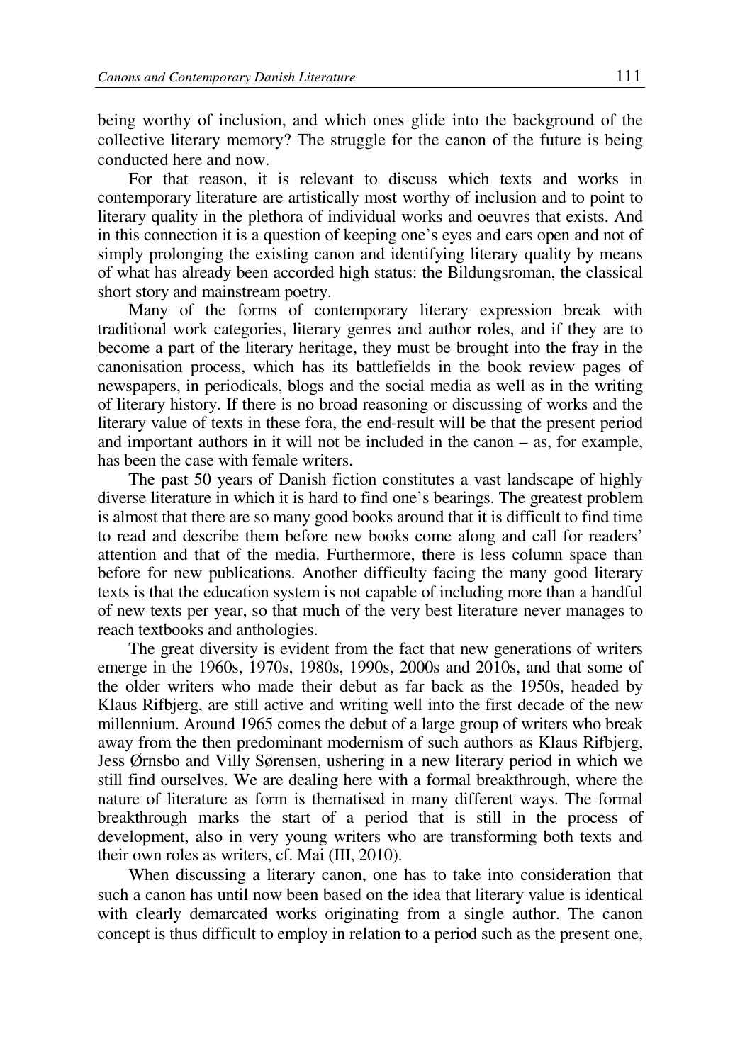being worthy of inclusion, and which ones glide into the background of the collective literary memory? The struggle for the canon of the future is being conducted here and now.

For that reason, it is relevant to discuss which texts and works in contemporary literature are artistically most worthy of inclusion and to point to literary quality in the plethora of individual works and oeuvres that exists. And in this connection it is a question of keeping one's eyes and ears open and not of simply prolonging the existing canon and identifying literary quality by means of what has already been accorded high status: the Bildungsroman, the classical short story and mainstream poetry.

Many of the forms of contemporary literary expression break with traditional work categories, literary genres and author roles, and if they are to become a part of the literary heritage, they must be brought into the fray in the canonisation process, which has its battlefields in the book review pages of newspapers, in periodicals, blogs and the social media as well as in the writing of literary history. If there is no broad reasoning or discussing of works and the literary value of texts in these fora, the end-result will be that the present period and important authors in it will not be included in the canon – as, for example, has been the case with female writers.

The past 50 years of Danish fiction constitutes a vast landscape of highly diverse literature in which it is hard to find one's bearings. The greatest problem is almost that there are so many good books around that it is difficult to find time to read and describe them before new books come along and call for readers' attention and that of the media. Furthermore, there is less column space than before for new publications. Another difficulty facing the many good literary texts is that the education system is not capable of including more than a handful of new texts per year, so that much of the very best literature never manages to reach textbooks and anthologies.

The great diversity is evident from the fact that new generations of writers emerge in the 1960s, 1970s, 1980s, 1990s, 2000s and 2010s, and that some of the older writers who made their debut as far back as the 1950s, headed by Klaus Rifbjerg, are still active and writing well into the first decade of the new millennium. Around 1965 comes the debut of a large group of writers who break away from the then predominant modernism of such authors as Klaus Rifbjerg, Jess Ørnsbo and Villy Sørensen, ushering in a new literary period in which we still find ourselves. We are dealing here with a formal breakthrough, where the nature of literature as form is thematised in many different ways. The formal breakthrough marks the start of a period that is still in the process of development, also in very young writers who are transforming both texts and their own roles as writers, cf. Mai (III, 2010).

When discussing a literary canon, one has to take into consideration that such a canon has until now been based on the idea that literary value is identical with clearly demarcated works originating from a single author. The canon concept is thus difficult to employ in relation to a period such as the present one,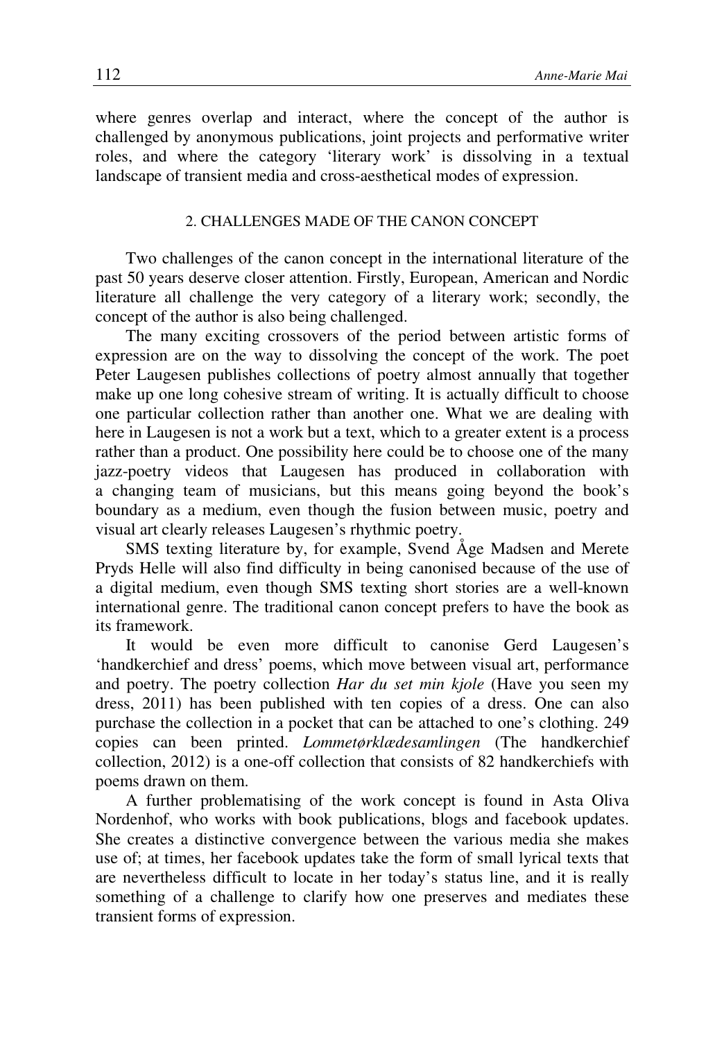where genres overlap and interact, where the concept of the author is challenged by anonymous publications, joint projects and performative writer roles, and where the category 'literary work' is dissolving in a textual landscape of transient media and cross-aesthetical modes of expression.

## 2. CHALLENGES MADE OF THE CANON CONCEPT

Two challenges of the canon concept in the international literature of the past 50 years deserve closer attention. Firstly, European, American and Nordic literature all challenge the very category of a literary work; secondly, the concept of the author is also being challenged.

The many exciting crossovers of the period between artistic forms of expression are on the way to dissolving the concept of the work. The poet Peter Laugesen publishes collections of poetry almost annually that together make up one long cohesive stream of writing. It is actually difficult to choose one particular collection rather than another one. What we are dealing with here in Laugesen is not a work but a text, which to a greater extent is a process rather than a product. One possibility here could be to choose one of the many jazz-poetry videos that Laugesen has produced in collaboration with a changing team of musicians, but this means going beyond the book's boundary as a medium, even though the fusion between music, poetry and visual art clearly releases Laugesen's rhythmic poetry.

SMS texting literature by, for example, Svend Åge Madsen and Merete Pryds Helle will also find difficulty in being canonised because of the use of a digital medium, even though SMS texting short stories are a well-known international genre. The traditional canon concept prefers to have the book as its framework.

It would be even more difficult to canonise Gerd Laugesen's 'handkerchief and dress' poems, which move between visual art, performance and poetry. The poetry collection *Har du set min kjole* (Have you seen my dress, 2011) has been published with ten copies of a dress. One can also purchase the collection in a pocket that can be attached to one's clothing. 249 copies can been printed. *Lommetørklædesamlingen* (The handkerchief collection, 2012) is a one-off collection that consists of 82 handkerchiefs with poems drawn on them.

A further problematising of the work concept is found in Asta Oliva Nordenhof, who works with book publications, blogs and facebook updates. She creates a distinctive convergence between the various media she makes use of; at times, her facebook updates take the form of small lyrical texts that are nevertheless difficult to locate in her today's status line, and it is really something of a challenge to clarify how one preserves and mediates these transient forms of expression.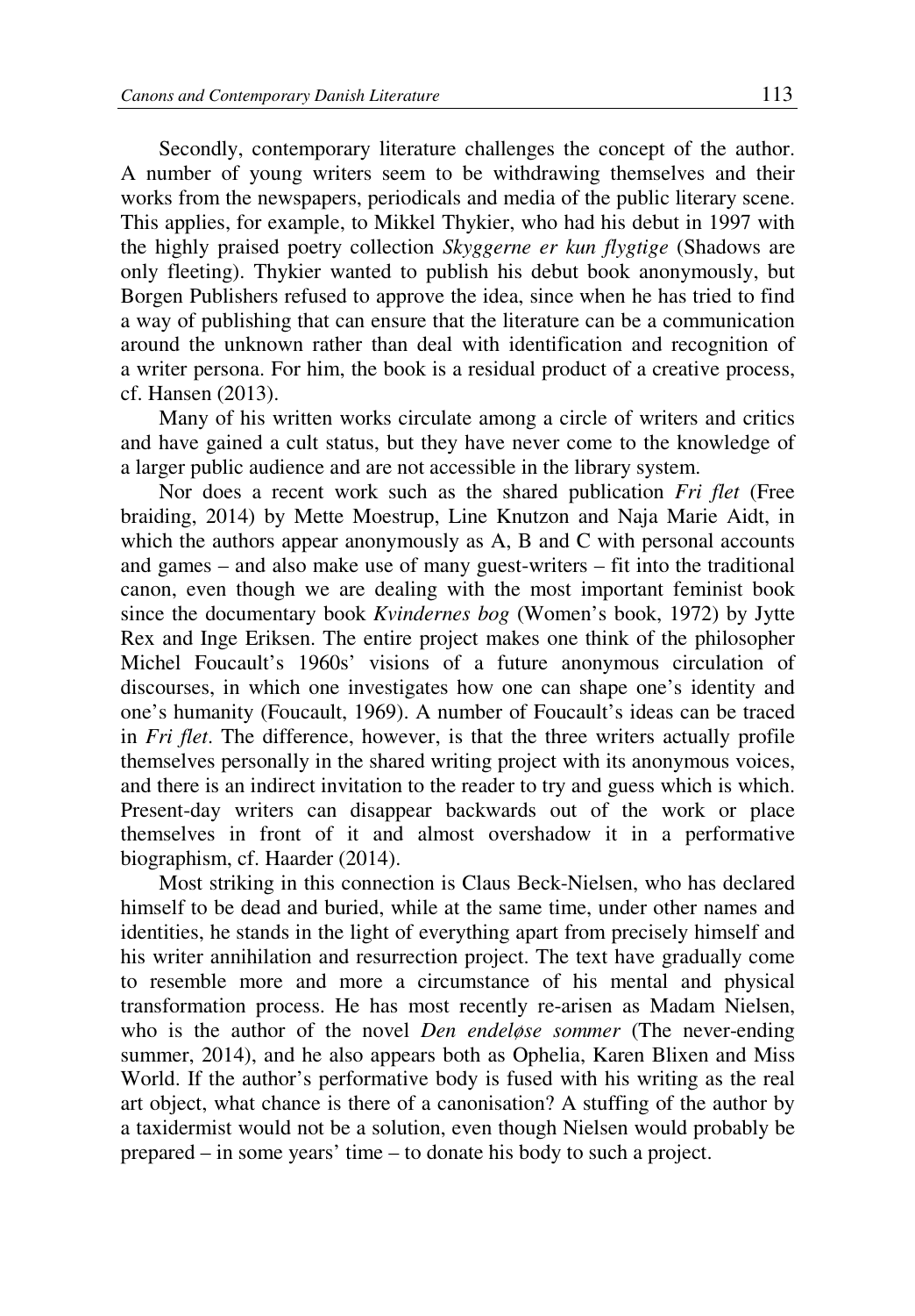Secondly, contemporary literature challenges the concept of the author. A number of young writers seem to be withdrawing themselves and their works from the newspapers, periodicals and media of the public literary scene. This applies, for example, to Mikkel Thykier, who had his debut in 1997 with the highly praised poetry collection *Skyggerne er kun flygtige* (Shadows are only fleeting). Thykier wanted to publish his debut book anonymously, but Borgen Publishers refused to approve the idea, since when he has tried to find a way of publishing that can ensure that the literature can be a communication around the unknown rather than deal with identification and recognition of a writer persona. For him, the book is a residual product of a creative process, cf. Hansen (2013).

Many of his written works circulate among a circle of writers and critics and have gained a cult status, but they have never come to the knowledge of a larger public audience and are not accessible in the library system.

Nor does a recent work such as the shared publication *Fri flet* (Free braiding, 2014) by Mette Moestrup, Line Knutzon and Naja Marie Aidt, in which the authors appear anonymously as A, B and C with personal accounts and games – and also make use of many guest-writers – fit into the traditional canon, even though we are dealing with the most important feminist book since the documentary book *Kvindernes bog* (Women's book, 1972) by Jytte Rex and Inge Eriksen. The entire project makes one think of the philosopher Michel Foucault's 1960s' visions of a future anonymous circulation of discourses, in which one investigates how one can shape one's identity and one's humanity (Foucault, 1969). A number of Foucault's ideas can be traced in *Fri flet*. The difference, however, is that the three writers actually profile themselves personally in the shared writing project with its anonymous voices, and there is an indirect invitation to the reader to try and guess which is which. Present-day writers can disappear backwards out of the work or place themselves in front of it and almost overshadow it in a performative biographism, cf. Haarder (2014).

Most striking in this connection is Claus Beck-Nielsen, who has declared himself to be dead and buried, while at the same time, under other names and identities, he stands in the light of everything apart from precisely himself and his writer annihilation and resurrection project. The text have gradually come to resemble more and more a circumstance of his mental and physical transformation process. He has most recently re-arisen as Madam Nielsen, who is the author of the novel *Den endeløse sommer* (The never-ending summer, 2014), and he also appears both as Ophelia, Karen Blixen and Miss World. If the author's performative body is fused with his writing as the real art object, what chance is there of a canonisation? A stuffing of the author by a taxidermist would not be a solution, even though Nielsen would probably be prepared – in some years' time – to donate his body to such a project.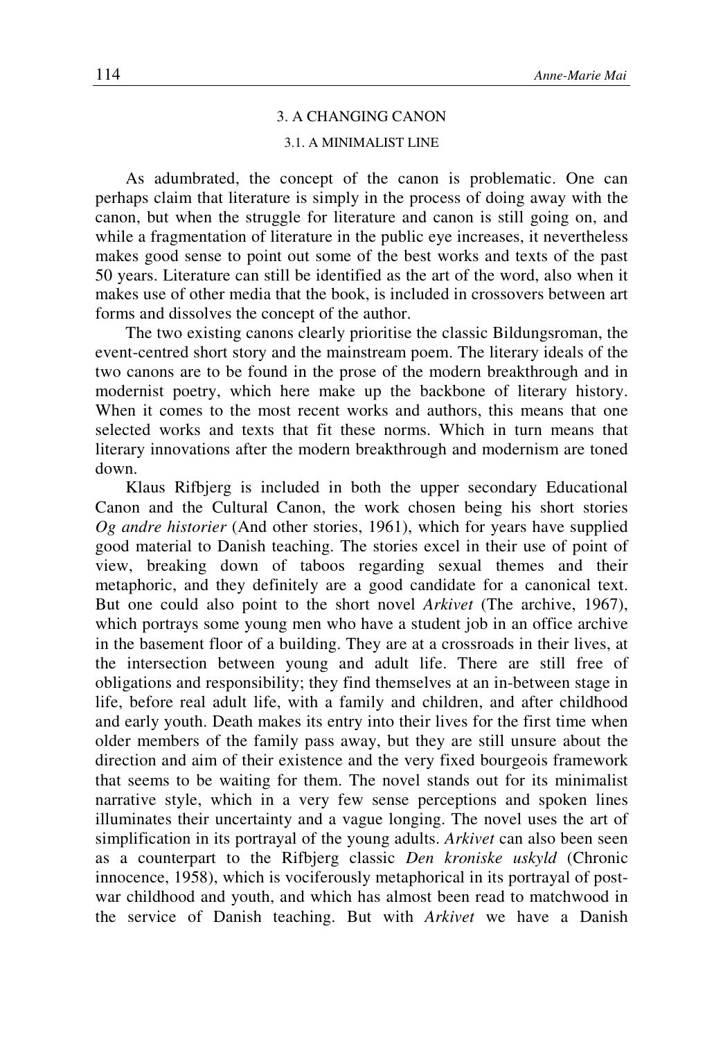## 3. A CHANGING CANON

### 3.1. A MINIMALIST LINE

As adumbrated, the concept of the canon is problematic. One can perhaps claim that literature is simply in the process of doing away with the canon, but when the struggle for literature and canon is still going on, and while a fragmentation of literature in the public eye increases, it nevertheless makes good sense to point out some of the best works and texts of the past 50 years. Literature can still be identified as the art of the word, also when it makes use of other media that the book, is included in crossovers between art forms and dissolves the concept of the author.

The two existing canons clearly prioritise the classic Bildungsroman, the event-centred short story and the mainstream poem. The literary ideals of the two canons are to be found in the prose of the modern breakthrough and in modernist poetry, which here make up the backbone of literary history. When it comes to the most recent works and authors, this means that one selected works and texts that fit these norms. Which in turn means that literary innovations after the modern breakthrough and modernism are toned down.

Klaus Rifbjerg is included in both the upper secondary Educational Canon and the Cultural Canon, the work chosen being his short stories *Og andre historier* (And other stories, 1961), which for years have supplied good material to Danish teaching. The stories excel in their use of point of view, breaking down of taboos regarding sexual themes and their metaphoric, and they definitely are a good candidate for a canonical text. But one could also point to the short novel *Arkivet* (The archive, 1967), which portrays some young men who have a student job in an office archive in the basement floor of a building. They are at a crossroads in their lives, at the intersection between young and adult life. There are still free of obligations and responsibility; they find themselves at an in-between stage in life, before real adult life, with a family and children, and after childhood and early youth. Death makes its entry into their lives for the first time when older members of the family pass away, but they are still unsure about the direction and aim of their existence and the very fixed bourgeois framework that seems to be waiting for them. The novel stands out for its minimalist narrative style, which in a very few sense perceptions and spoken lines illuminates their uncertainty and a vague longing. The novel uses the art of simplification in its portrayal of the young adults. *Arkivet* can also been seen as a counterpart to the Rifbjerg classic *Den kroniske uskyld* (Chronic innocence, 1958), which is vociferously metaphorical in its portrayal of post-war childhood and youth, and which has almost been read to matchwood in the service of Danish teaching. But with *Arkivet* we have a Danish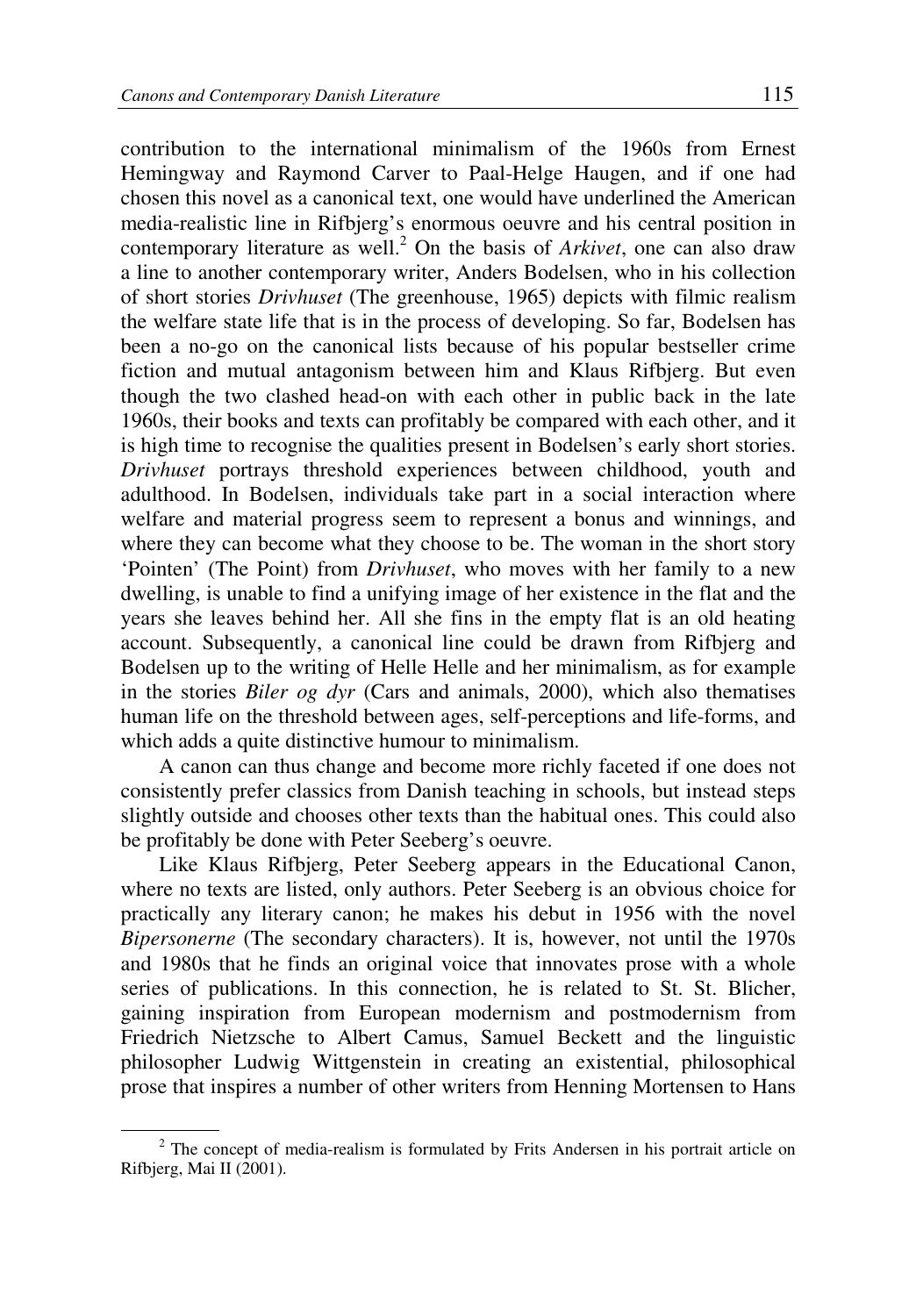contribution to the international minimalism of the 1960s from Ernest Hemingway and Raymond Carver to Paal-Helge Haugen, and if one had chosen this novel as a canonical text, one would have underlined the American media-realistic line in Rifbjerg's enormous oeuvre and his central position in contemporary literature as well.[2] On the basis of *Arkivet*, one can also draw a line to another contemporary writer, Anders Bodelsen, who in his collection of short stories *Drivhuset* (The greenhouse, 1965) depicts with filmic realism the welfare state life that is in the process of developing. So far, Bodelsen has been a no-go on the canonical lists because of his popular bestseller crime fiction and mutual antagonism between him and Klaus Rifbjerg. But even though the two clashed head-on with each other in public back in the late 1960s, their books and texts can profitably be compared with each other, and it is high time to recognise the qualities present in Bodelsen's early short stories. *Drivhuset* portrays threshold experiences between childhood, youth and adulthood. In Bodelsen, individuals take part in a social interaction where welfare and material progress seem to represent a bonus and winnings, and where they can become what they choose to be. The woman in the short story 'Pointen' (The Point) from *Drivhuset*, who moves with her family to a new dwelling, is unable to find a unifying image of her existence in the flat and the years she leaves behind her. All she fins in the empty flat is an old heating account. Subsequently, a canonical line could be drawn from Rifbjerg and Bodelsen up to the writing of Helle Helle and her minimalism, as for example in the stories *Biler og dyr* (Cars and animals, 2000), which also thematises human life on the threshold between ages, self-perceptions and life-forms, and which adds a quite distinctive humour to minimalism.

A canon can thus change and become more richly faceted if one does not consistently prefer classics from Danish teaching in schools, but instead steps slightly outside and chooses other texts than the habitual ones. This could also be profitably be done with Peter Seeberg's oeuvre.

Like Klaus Rifbjerg, Peter Seeberg appears in the Educational Canon, where no texts are listed, only authors. Peter Seeberg is an obvious choice for practically any literary canon; he makes his debut in 1956 with the novel *Bipersonerne* (The secondary characters). It is, however, not until the 1970s and 1980s that he finds an original voice that innovates prose with a whole series of publications. In this connection, he is related to St. St. Blicher, gaining inspiration from European modernism and postmodernism from Friedrich Nietzsche to Albert Camus, Samuel Beckett and the linguistic philosopher Ludwig Wittgenstein in creating an existential, philosophical prose that inspires a number of other writers from Henning Mortensen to Hans

---

[2] The concept of media-realism is formulated by Frits Andersen in his portrait article on Rifbjerg, Mai II (2001).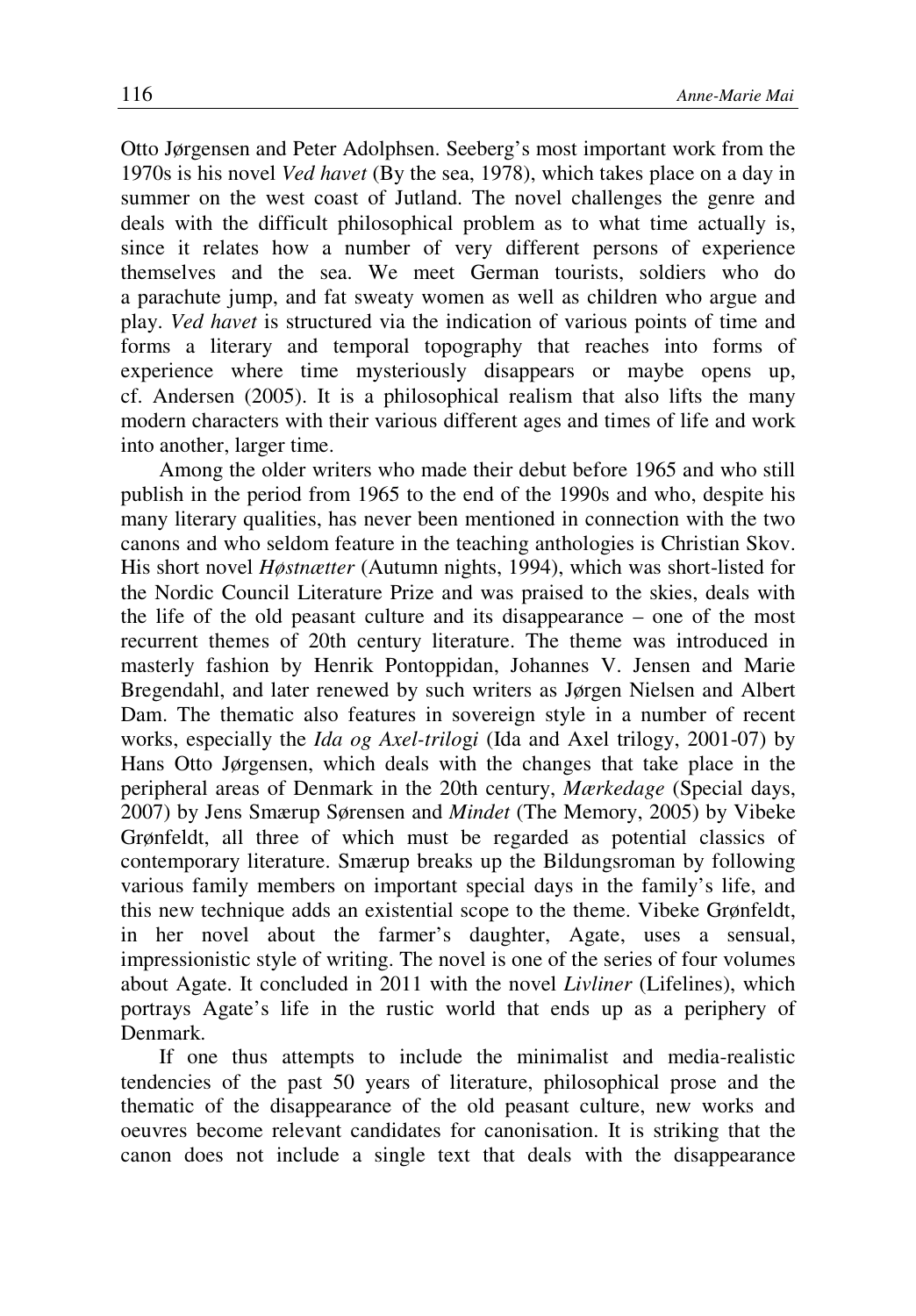Otto Jørgensen and Peter Adolphsen. Seeberg's most important work from the 1970s is his novel *Ved havet* (By the sea, 1978), which takes place on a day in summer on the west coast of Jutland. The novel challenges the genre and deals with the difficult philosophical problem as to what time actually is, since it relates how a number of very different persons of experience themselves and the sea. We meet German tourists, soldiers who do a parachute jump, and fat sweaty women as well as children who argue and play. *Ved havet* is structured via the indication of various points of time and forms a literary and temporal topography that reaches into forms of experience where time mysteriously disappears or maybe opens up, cf. Andersen (2005). It is a philosophical realism that also lifts the many modern characters with their various different ages and times of life and work into another, larger time.

Among the older writers who made their debut before 1965 and who still publish in the period from 1965 to the end of the 1990s and who, despite his many literary qualities, has never been mentioned in connection with the two canons and who seldom feature in the teaching anthologies is Christian Skov. His short novel *Høstnætter* (Autumn nights, 1994), which was short-listed for the Nordic Council Literature Prize and was praised to the skies, deals with the life of the old peasant culture and its disappearance – one of the most recurrent themes of 20th century literature. The theme was introduced in masterly fashion by Henrik Pontoppidan, Johannes V. Jensen and Marie Bregendahl, and later renewed by such writers as Jørgen Nielsen and Albert Dam. The thematic also features in sovereign style in a number of recent works, especially the *Ida og Axel-trilogi* (Ida and Axel trilogy, 2001-07) by Hans Otto Jørgensen, which deals with the changes that take place in the peripheral areas of Denmark in the 20th century, *Mærkedage* (Special days, 2007) by Jens Smærup Sørensen and *Mindet* (The Memory, 2005) by Vibeke Grønfeldt, all three of which must be regarded as potential classics of contemporary literature. Smærup breaks up the Bildungsroman by following various family members on important special days in the family's life, and this new technique adds an existential scope to the theme. Vibeke Grønfeldt, in her novel about the farmer's daughter, Agate, uses a sensual, impressionistic style of writing. The novel is one of the series of four volumes about Agate. It concluded in 2011 with the novel *Livliner* (Lifelines), which portrays Agate's life in the rustic world that ends up as a periphery of Denmark.

If one thus attempts to include the minimalist and media-realistic tendencies of the past 50 years of literature, philosophical prose and the thematic of the disappearance of the old peasant culture, new works and oeuvres become relevant candidates for canonisation. It is striking that the canon does not include a single text that deals with the disappearance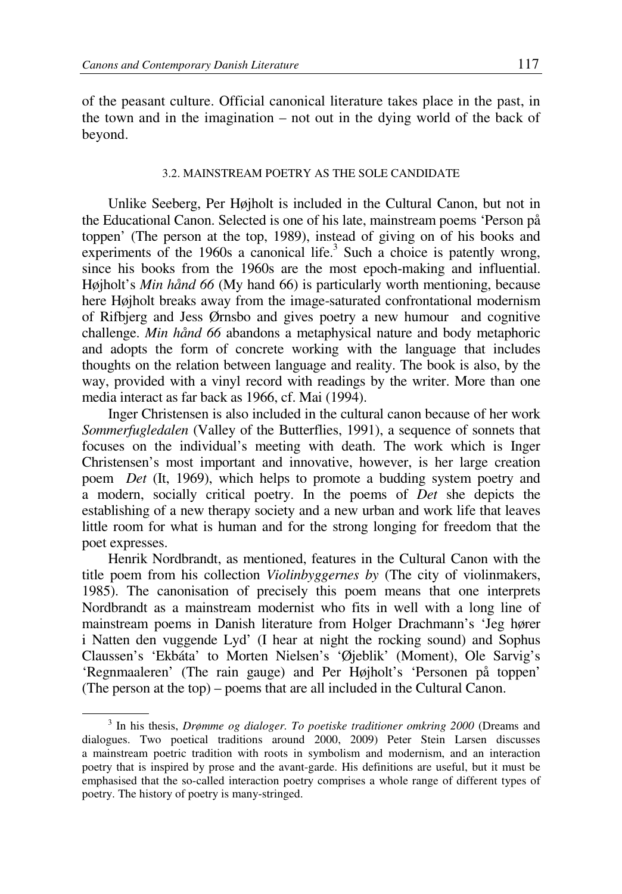of the peasant culture. Official canonical literature takes place in the past, in the town and in the imagination – not out in the dying world of the back of beyond.

### 3.2. MAINSTREAM POETRY AS THE SOLE CANDIDATE

Unlike Seeberg, Per Højholt is included in the Cultural Canon, but not in the Educational Canon. Selected is one of his late, mainstream poems 'Person på toppen' (The person at the top, 1989), instead of giving on of his books and experiments of the 1960s a canonical life.[3] Such a choice is patently wrong, since his books from the 1960s are the most epoch-making and influential. Højholt's *Min hånd 66* (My hand 66) is particularly worth mentioning, because here Højholt breaks away from the image-saturated confrontational modernism of Rifbjerg and Jess Ørnsbo and gives poetry a new humour and cognitive challenge. *Min hånd 66* abandons a metaphysical nature and body metaphoric and adopts the form of concrete working with the language that includes thoughts on the relation between language and reality. The book is also, by the way, provided with a vinyl record with readings by the writer. More than one media interact as far back as 1966, cf. Mai (1994).

Inger Christensen is also included in the cultural canon because of her work *Sommerfugledalen* (Valley of the Butterflies, 1991), a sequence of sonnets that focuses on the individual's meeting with death. The work which is Inger Christensen's most important and innovative, however, is her large creation poem *Det* (It, 1969), which helps to promote a budding system poetry and a modern, socially critical poetry. In the poems of *Det* she depicts the establishing of a new therapy society and a new urban and work life that leaves little room for what is human and for the strong longing for freedom that the poet expresses.

Henrik Nordbrandt, as mentioned, features in the Cultural Canon with the title poem from his collection *Violinbyggernes by* (The city of violinmakers, 1985). The canonisation of precisely this poem means that one interprets Nordbrandt as a mainstream modernist who fits in well with a long line of mainstream poems in Danish literature from Holger Drachmann's 'Jeg hører i Natten den vuggende Lyd' (I hear at night the rocking sound) and Sophus Claussen's 'Ekbáta' to Morten Nielsen's 'Øjeblik' (Moment), Ole Sarvig's 'Regnmaaleren' (The rain gauge) and Per Højholt's 'Personen på toppen' (The person at the top) – poems that are all included in the Cultural Canon.

---

[3] In his thesis, *Drømme og dialoger. To poetiske traditioner omkring 2000* (Dreams and dialogues. Two poetical traditions around 2000, 2009) Peter Stein Larsen discusses a mainstream poetric tradition with roots in symbolism and modernism, and an interaction poetry that is inspired by prose and the avant-garde. His definitions are useful, but it must be emphasised that the so-called interaction poetry comprises a whole range of different types of poetry. The history of poetry is many-stringed.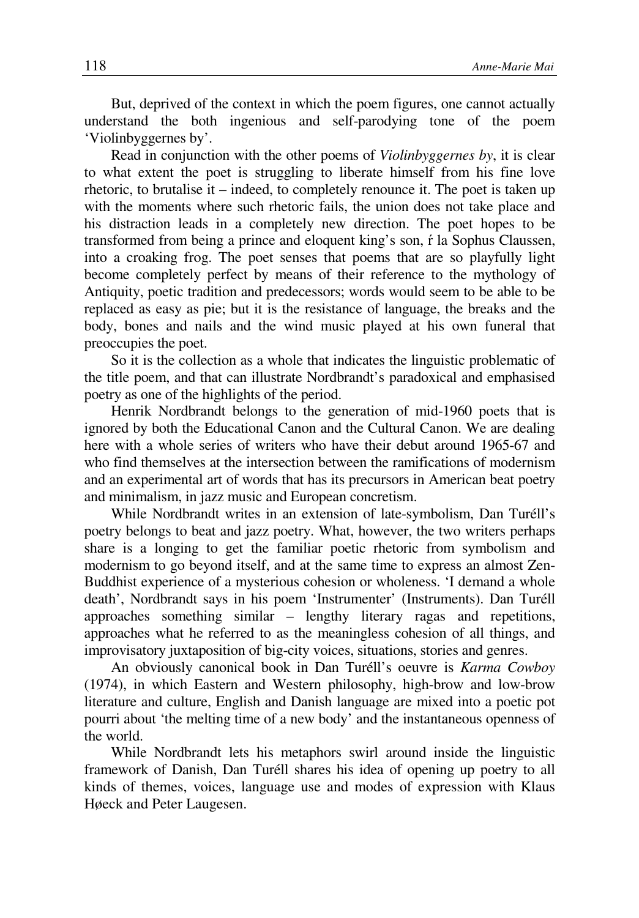But, deprived of the context in which the poem figures, one cannot actually understand the both ingenious and self-parodying tone of the poem 'Violinbyggernes by'.

Read in conjunction with the other poems of *Violinbyggernes by*, it is clear to what extent the poet is struggling to liberate himself from his fine love rhetoric, to brutalise it – indeed, to completely renounce it. The poet is taken up with the moments where such rhetoric fails, the union does not take place and his distraction leads in a completely new direction. The poet hopes to be transformed from being a prince and eloquent king's son, ŕ la Sophus Claussen, into a croaking frog. The poet senses that poems that are so playfully light become completely perfect by means of their reference to the mythology of Antiquity, poetic tradition and predecessors; words would seem to be able to be replaced as easy as pie; but it is the resistance of language, the breaks and the body, bones and nails and the wind music played at his own funeral that preoccupies the poet.

So it is the collection as a whole that indicates the linguistic problematic of the title poem, and that can illustrate Nordbrandt's paradoxical and emphasised poetry as one of the highlights of the period.

Henrik Nordbrandt belongs to the generation of mid-1960 poets that is ignored by both the Educational Canon and the Cultural Canon. We are dealing here with a whole series of writers who have their debut around 1965-67 and who find themselves at the intersection between the ramifications of modernism and an experimental art of words that has its precursors in American beat poetry and minimalism, in jazz music and European concretism.

While Nordbrandt writes in an extension of late-symbolism, Dan Turéll's poetry belongs to beat and jazz poetry. What, however, the two writers perhaps share is a longing to get the familiar poetic rhetoric from symbolism and modernism to go beyond itself, and at the same time to express an almost Zen-Buddhist experience of a mysterious cohesion or wholeness. 'I demand a whole death', Nordbrandt says in his poem 'Instrumenter' (Instruments). Dan Turéll approaches something similar – lengthy literary ragas and repetitions, approaches what he referred to as the meaningless cohesion of all things, and improvisatory juxtaposition of big-city voices, situations, stories and genres.

An obviously canonical book in Dan Turéll's oeuvre is *Karma Cowboy* (1974), in which Eastern and Western philosophy, high-brow and low-brow literature and culture, English and Danish language are mixed into a poetic pot pourri about 'the melting time of a new body' and the instantaneous openness of the world.

While Nordbrandt lets his metaphors swirl around inside the linguistic framework of Danish, Dan Turéll shares his idea of opening up poetry to all kinds of themes, voices, language use and modes of expression with Klaus Høeck and Peter Laugesen.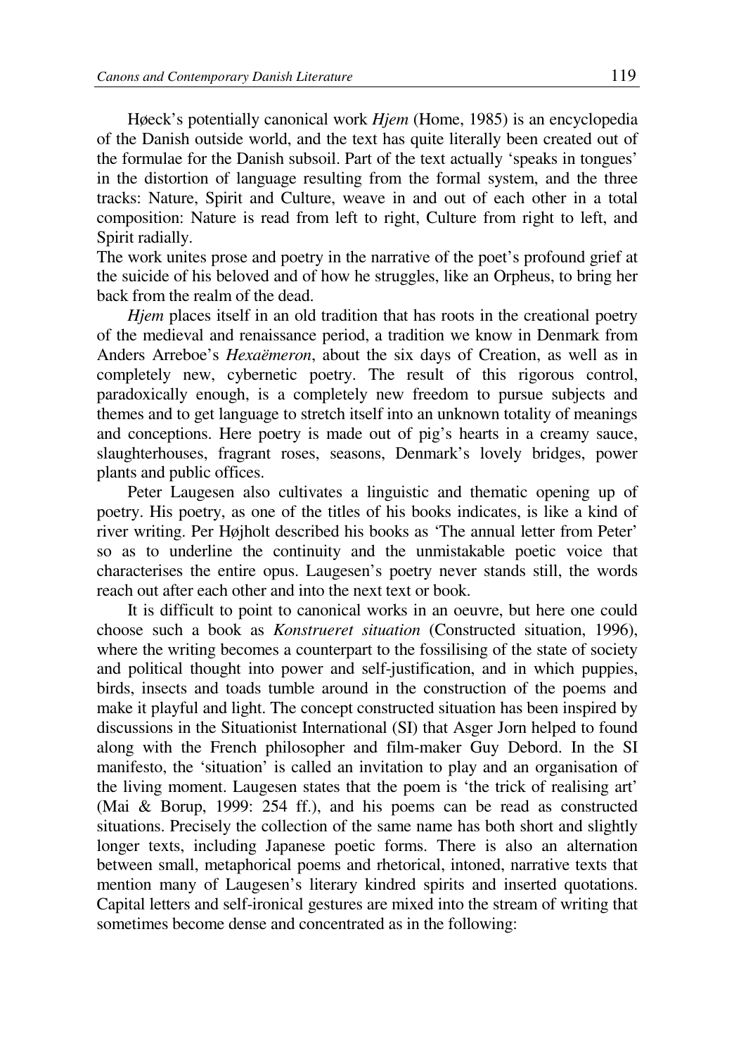Høeck's potentially canonical work *Hjem* (Home, 1985) is an encyclopedia of the Danish outside world, and the text has quite literally been created out of the formulae for the Danish subsoil. Part of the text actually 'speaks in tongues' in the distortion of language resulting from the formal system, and the three tracks: Nature, Spirit and Culture, weave in and out of each other in a total composition: Nature is read from left to right, Culture from right to left, and Spirit radially.

The work unites prose and poetry in the narrative of the poet's profound grief at the suicide of his beloved and of how he struggles, like an Orpheus, to bring her back from the realm of the dead.

*Hjem* places itself in an old tradition that has roots in the creational poetry of the medieval and renaissance period, a tradition we know in Denmark from Anders Arreboe's *Hexaëmeron*, about the six days of Creation, as well as in completely new, cybernetic poetry. The result of this rigorous control, paradoxically enough, is a completely new freedom to pursue subjects and themes and to get language to stretch itself into an unknown totality of meanings and conceptions. Here poetry is made out of pig's hearts in a creamy sauce, slaughterhouses, fragrant roses, seasons, Denmark's lovely bridges, power plants and public offices.

Peter Laugesen also cultivates a linguistic and thematic opening up of poetry. His poetry, as one of the titles of his books indicates, is like a kind of river writing. Per Højholt described his books as 'The annual letter from Peter' so as to underline the continuity and the unmistakable poetic voice that characterises the entire opus. Laugesen's poetry never stands still, the words reach out after each other and into the next text or book.

It is difficult to point to canonical works in an oeuvre, but here one could choose such a book as *Konstrueret situation* (Constructed situation, 1996), where the writing becomes a counterpart to the fossilising of the state of society and political thought into power and self-justification, and in which puppies, birds, insects and toads tumble around in the construction of the poems and make it playful and light. The concept constructed situation has been inspired by discussions in the Situationist International (SI) that Asger Jorn helped to found along with the French philosopher and film-maker Guy Debord. In the SI manifesto, the 'situation' is called an invitation to play and an organisation of the living moment. Laugesen states that the poem is 'the trick of realising art' (Mai & Borup, 1999: 254 ff.), and his poems can be read as constructed situations. Precisely the collection of the same name has both short and slightly longer texts, including Japanese poetic forms. There is also an alternation between small, metaphorical poems and rhetorical, intoned, narrative texts that mention many of Laugesen's literary kindred spirits and inserted quotations. Capital letters and self-ironical gestures are mixed into the stream of writing that sometimes become dense and concentrated as in the following: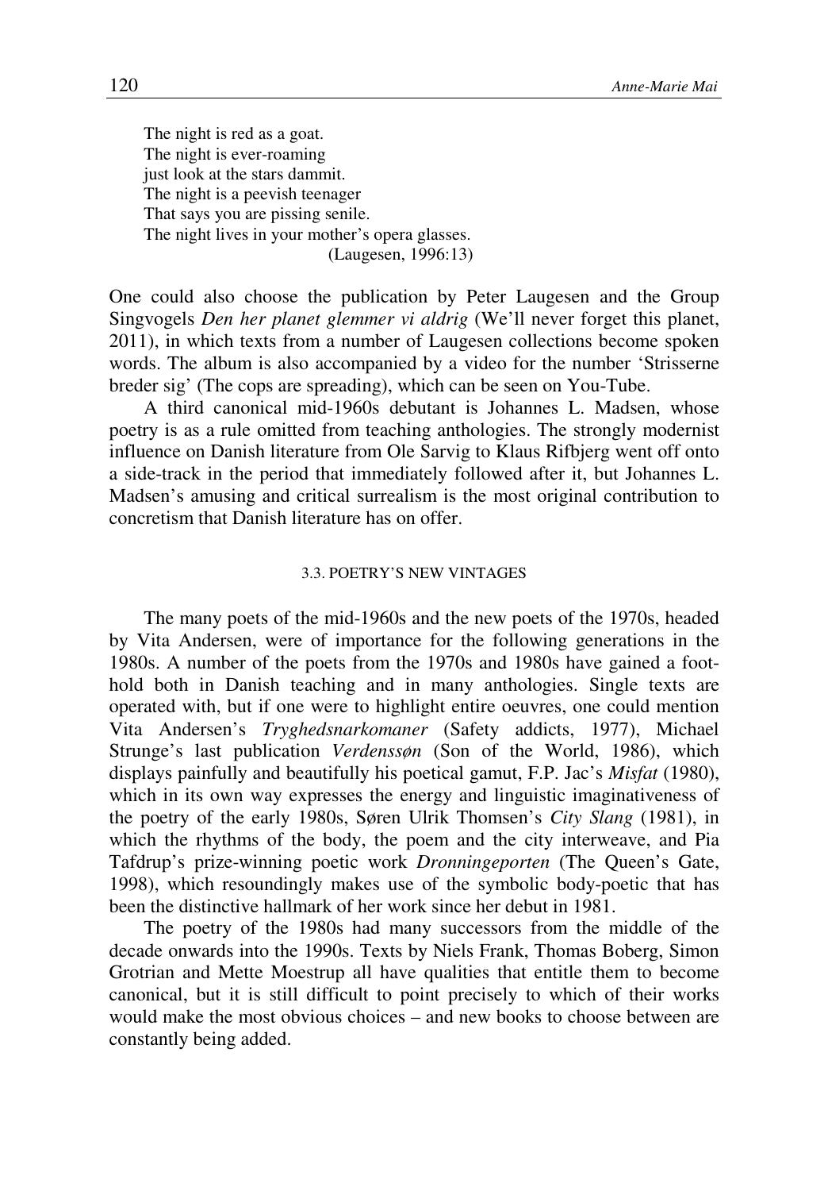The night is red as a goat.  
The night is ever-roaming  
just look at the stars dammit.  
The night is a peevish teenager  
That says you are pissing senile.  
The night lives in your mother's opera glasses.  
(Laugesen, 1996:13)

One could also choose the publication by Peter Laugesen and the Group Singvogels *Den her planet glemmer vi aldrig* (We'll never forget this planet, 2011), in which texts from a number of Laugesen collections become spoken words. The album is also accompanied by a video for the number 'Strisserne breder sig' (The cops are spreading), which can be seen on You-Tube.

A third canonical mid-1960s debutant is Johannes L. Madsen, whose poetry is as a rule omitted from teaching anthologies. The strongly modernist influence on Danish literature from Ole Sarvig to Klaus Rifbjerg went off onto a side-track in the period that immediately followed after it, but Johannes L. Madsen's amusing and critical surrealism is the most original contribution to concretism that Danish literature has on offer.

### 3.3. POETRY'S NEW VINTAGES

The many poets of the mid-1960s and the new poets of the 1970s, headed by Vita Andersen, were of importance for the following generations in the 1980s. A number of the poets from the 1970s and 1980s have gained a foot-hold both in Danish teaching and in many anthologies. Single texts are operated with, but if one were to highlight entire oeuvres, one could mention Vita Andersen's *Tryghedsnarkomaner* (Safety addicts, 1977), Michael Strunge's last publication *Verdenssøn* (Son of the World, 1986), which displays painfully and beautifully his poetical gamut, F.P. Jac's *Misfat* (1980), which in its own way expresses the energy and linguistic imaginativeness of the poetry of the early 1980s, Søren Ulrik Thomsen's *City Slang* (1981), in which the rhythms of the body, the poem and the city interweave, and Pia Tafdrup's prize-winning poetic work *Dronningeporten* (The Queen's Gate, 1998), which resoundingly makes use of the symbolic body-poetic that has been the distinctive hallmark of her work since her debut in 1981.

The poetry of the 1980s had many successors from the middle of the decade onwards into the 1990s. Texts by Niels Frank, Thomas Boberg, Simon Grotrian and Mette Moestrup all have qualities that entitle them to become canonical, but it is still difficult to point precisely to which of their works would make the most obvious choices – and new books to choose between are constantly being added.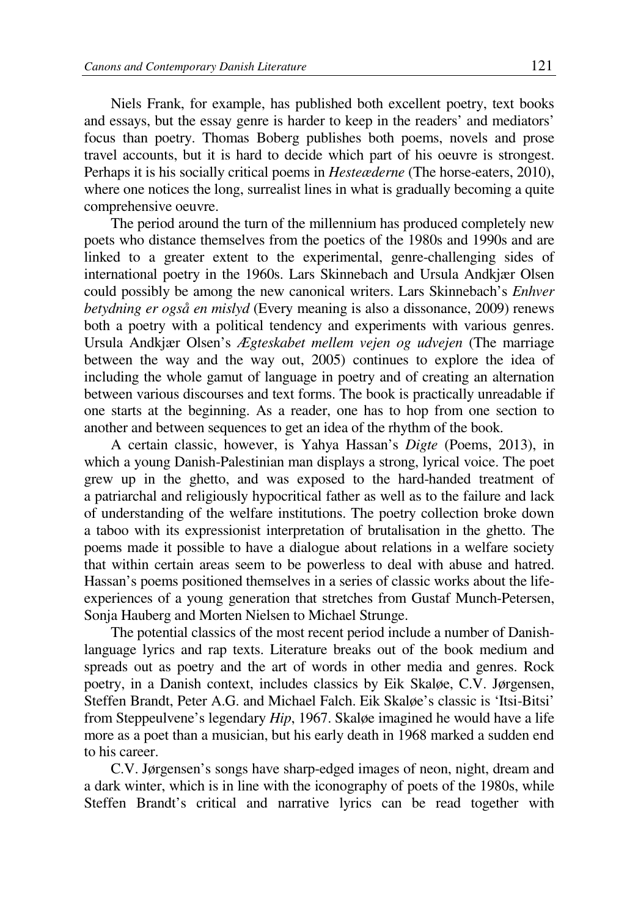Niels Frank, for example, has published both excellent poetry, text books and essays, but the essay genre is harder to keep in the readers' and mediators' focus than poetry. Thomas Boberg publishes both poems, novels and prose travel accounts, but it is hard to decide which part of his oeuvre is strongest. Perhaps it is his socially critical poems in *Hesteæderne* (The horse-eaters, 2010), where one notices the long, surrealist lines in what is gradually becoming a quite comprehensive oeuvre.

The period around the turn of the millennium has produced completely new poets who distance themselves from the poetics of the 1980s and 1990s and are linked to a greater extent to the experimental, genre-challenging sides of international poetry in the 1960s. Lars Skinnebach and Ursula Andkjær Olsen could possibly be among the new canonical writers. Lars Skinnebach's *Enhver betydning er også en mislyd* (Every meaning is also a dissonance, 2009) renews both a poetry with a political tendency and experiments with various genres. Ursula Andkjær Olsen's *Ægteskabet mellem vejen og udvejen* (The marriage between the way and the way out, 2005) continues to explore the idea of including the whole gamut of language in poetry and of creating an alternation between various discourses and text forms. The book is practically unreadable if one starts at the beginning. As a reader, one has to hop from one section to another and between sequences to get an idea of the rhythm of the book.

A certain classic, however, is Yahya Hassan's *Digte* (Poems, 2013), in which a young Danish-Palestinian man displays a strong, lyrical voice. The poet grew up in the ghetto, and was exposed to the hard-handed treatment of a patriarchal and religiously hypocritical father as well as to the failure and lack of understanding of the welfare institutions. The poetry collection broke down a taboo with its expressionist interpretation of brutalisation in the ghetto. The poems made it possible to have a dialogue about relations in a welfare society that within certain areas seem to be powerless to deal with abuse and hatred. Hassan's poems positioned themselves in a series of classic works about the life-experiences of a young generation that stretches from Gustaf Munch-Petersen, Sonja Hauberg and Morten Nielsen to Michael Strunge.

The potential classics of the most recent period include a number of Danish-language lyrics and rap texts. Literature breaks out of the book medium and spreads out as poetry and the art of words in other media and genres. Rock poetry, in a Danish context, includes classics by Eik Skaløe, C.V. Jørgensen, Steffen Brandt, Peter A.G. and Michael Falch. Eik Skaløe's classic is 'Itsi-Bitsi' from Steppeulvene's legendary *Hip*, 1967. Skaløe imagined he would have a life more as a poet than a musician, but his early death in 1968 marked a sudden end to his career.

C.V. Jørgensen's songs have sharp-edged images of neon, night, dream and a dark winter, which is in line with the iconography of poets of the 1980s, while Steffen Brandt's critical and narrative lyrics can be read together with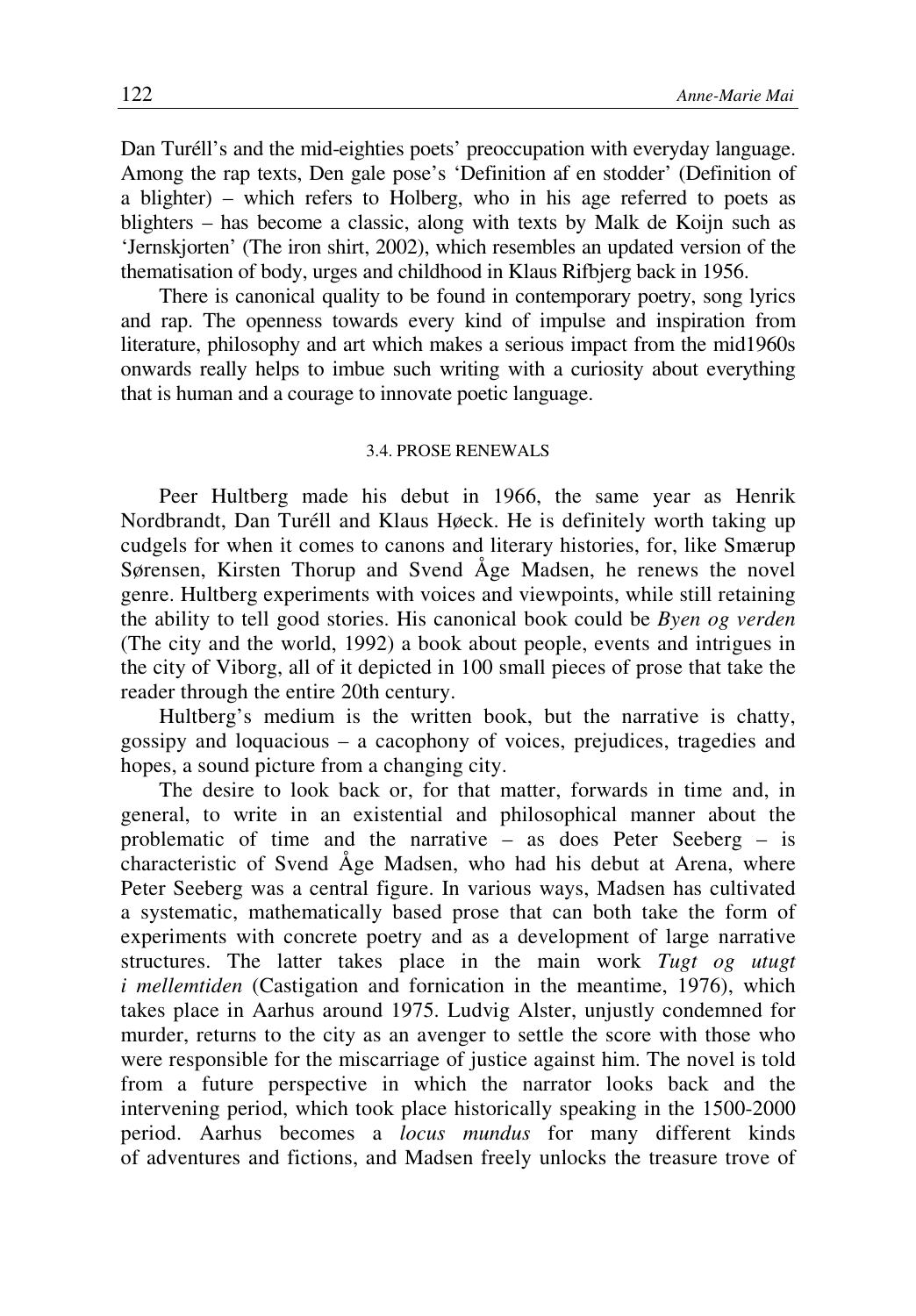Dan Turéll's and the mid-eighties poets' preoccupation with everyday language. Among the rap texts, Den gale pose's 'Definition af en stodder' (Definition of a blighter) – which refers to Holberg, who in his age referred to poets as blighters – has become a classic, along with texts by Malk de Koijn such as 'Jernskjorten' (The iron shirt, 2002), which resembles an updated version of the thematisation of body, urges and childhood in Klaus Rifbjerg back in 1956.

There is canonical quality to be found in contemporary poetry, song lyrics and rap. The openness towards every kind of impulse and inspiration from literature, philosophy and art which makes a serious impact from the mid1960s onwards really helps to imbue such writing with a curiosity about everything that is human and a courage to innovate poetic language.

### 3.4. PROSE RENEWALS

Peer Hultberg made his debut in 1966, the same year as Henrik Nordbrandt, Dan Turéll and Klaus Høeck. He is definitely worth taking up cudgels for when it comes to canons and literary histories, for, like Smærup Sørensen, Kirsten Thorup and Svend Åge Madsen, he renews the novel genre. Hultberg experiments with voices and viewpoints, while still retaining the ability to tell good stories. His canonical book could be *Byen og verden* (The city and the world, 1992) a book about people, events and intrigues in the city of Viborg, all of it depicted in 100 small pieces of prose that take the reader through the entire 20th century.

Hultberg's medium is the written book, but the narrative is chatty, gossipy and loquacious – a cacophony of voices, prejudices, tragedies and hopes, a sound picture from a changing city.

The desire to look back or, for that matter, forwards in time and, in general, to write in an existential and philosophical manner about the problematic of time and the narrative – as does Peter Seeberg – is characteristic of Svend Åge Madsen, who had his debut at Arena, where Peter Seeberg was a central figure. In various ways, Madsen has cultivated a systematic, mathematically based prose that can both take the form of experiments with concrete poetry and as a development of large narrative structures. The latter takes place in the main work *Tugt og utugt i mellemtiden* (Castigation and fornication in the meantime, 1976), which takes place in Aarhus around 1975. Ludvig Alster, unjustly condemned for murder, returns to the city as an avenger to settle the score with those who were responsible for the miscarriage of justice against him. The novel is told from a future perspective in which the narrator looks back and the intervening period, which took place historically speaking in the 1500-2000 period. Aarhus becomes a *locus mundus* for many different kinds of adventures and fictions, and Madsen freely unlocks the treasure trove of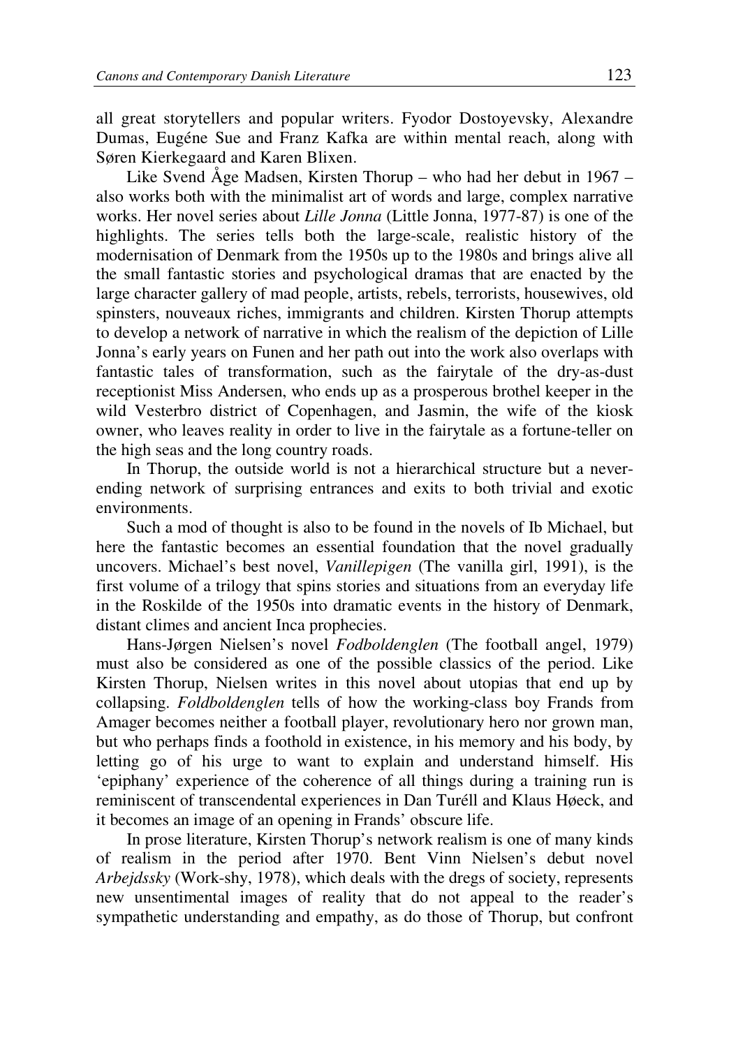all great storytellers and popular writers. Fyodor Dostoyevsky, Alexandre Dumas, Eugéne Sue and Franz Kafka are within mental reach, along with Søren Kierkegaard and Karen Blixen.

Like Svend Åge Madsen, Kirsten Thorup – who had her debut in 1967 – also works both with the minimalist art of words and large, complex narrative works. Her novel series about *Lille Jonna* (Little Jonna, 1977-87) is one of the highlights. The series tells both the large-scale, realistic history of the modernisation of Denmark from the 1950s up to the 1980s and brings alive all the small fantastic stories and psychological dramas that are enacted by the large character gallery of mad people, artists, rebels, terrorists, housewives, old spinsters, nouveaux riches, immigrants and children. Kirsten Thorup attempts to develop a network of narrative in which the realism of the depiction of Lille Jonna's early years on Funen and her path out into the work also overlaps with fantastic tales of transformation, such as the fairytale of the dry-as-dust receptionist Miss Andersen, who ends up as a prosperous brothel keeper in the wild Vesterbro district of Copenhagen, and Jasmin, the wife of the kiosk owner, who leaves reality in order to live in the fairytale as a fortune-teller on the high seas and the long country roads.

In Thorup, the outside world is not a hierarchical structure but a never-ending network of surprising entrances and exits to both trivial and exotic environments.

Such a mod of thought is also to be found in the novels of Ib Michael, but here the fantastic becomes an essential foundation that the novel gradually uncovers. Michael's best novel, *Vanillepigen* (The vanilla girl, 1991), is the first volume of a trilogy that spins stories and situations from an everyday life in the Roskilde of the 1950s into dramatic events in the history of Denmark, distant climes and ancient Inca prophecies.

Hans-Jørgen Nielsen's novel *Fodboldenglen* (The football angel, 1979) must also be considered as one of the possible classics of the period. Like Kirsten Thorup, Nielsen writes in this novel about utopias that end up by collapsing. *Foldboldenglen* tells of how the working-class boy Frands from Amager becomes neither a football player, revolutionary hero nor grown man, but who perhaps finds a foothold in existence, in his memory and his body, by letting go of his urge to want to explain and understand himself. His 'epiphany' experience of the coherence of all things during a training run is reminiscent of transcendental experiences in Dan Turéll and Klaus Høeck, and it becomes an image of an opening in Frands' obscure life.

In prose literature, Kirsten Thorup's network realism is one of many kinds of realism in the period after 1970. Bent Vinn Nielsen's debut novel *Arbejdssky* (Work-shy, 1978), which deals with the dregs of society, represents new unsentimental images of reality that do not appeal to the reader's sympathetic understanding and empathy, as do those of Thorup, but confront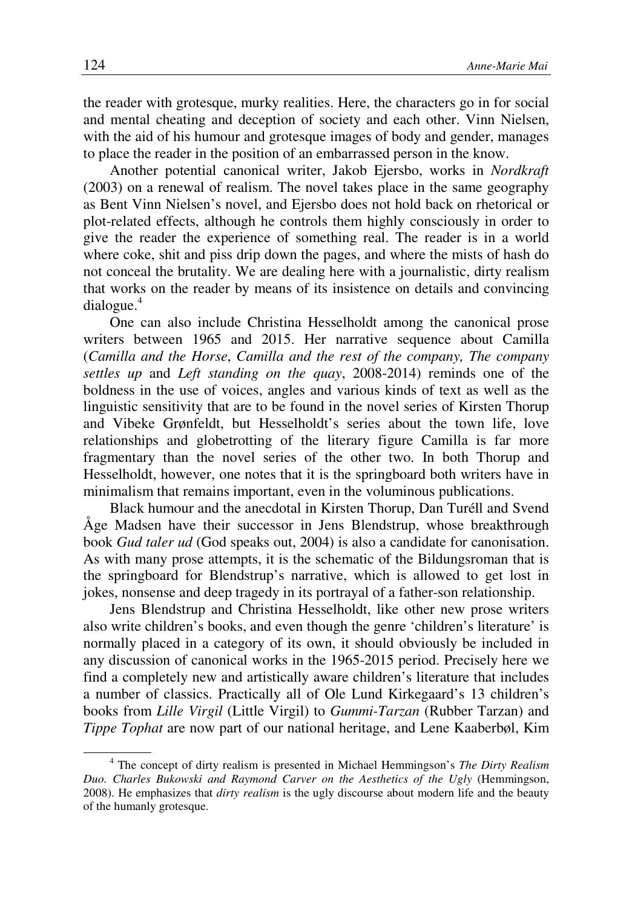the reader with grotesque, murky realities. Here, the characters go in for social and mental cheating and deception of society and each other. Vinn Nielsen, with the aid of his humour and grotesque images of body and gender, manages to place the reader in the position of an embarrassed person in the know.

Another potential canonical writer, Jakob Ejersbo, works in *Nordkraft* (2003) on a renewal of realism. The novel takes place in the same geography as Bent Vinn Nielsen's novel, and Ejersbo does not hold back on rhetorical or plot-related effects, although he controls them highly consciously in order to give the reader the experience of something real. The reader is in a world where coke, shit and piss drip down the pages, and where the mists of hash do not conceal the brutality. We are dealing here with a journalistic, dirty realism that works on the reader by means of its insistence on details and convincing dialogue.[4]

One can also include Christina Hesselholdt among the canonical prose writers between 1965 and 2015. Her narrative sequence about Camilla (*Camilla and the Horse*, *Camilla and the rest of the company, The company settles up* and *Left standing on the quay*, 2008-2014) reminds one of the boldness in the use of voices, angles and various kinds of text as well as the linguistic sensitivity that are to be found in the novel series of Kirsten Thorup and Vibeke Grønfeldt, but Hesselholdt's series about the town life, love relationships and globetrotting of the literary figure Camilla is far more fragmentary than the novel series of the other two. In both Thorup and Hesselholdt, however, one notes that it is the springboard both writers have in minimalism that remains important, even in the voluminous publications.

Black humour and the anecdotal in Kirsten Thorup, Dan Turéll and Svend Åge Madsen have their successor in Jens Blendstrup, whose breakthrough book *Gud taler ud* (God speaks out, 2004) is also a candidate for canonisation. As with many prose attempts, it is the schematic of the Bildungsroman that is the springboard for Blendstrup's narrative, which is allowed to get lost in jokes, nonsense and deep tragedy in its portrayal of a father-son relationship.

Jens Blendstrup and Christina Hesselholdt, like other new prose writers also write children's books, and even though the genre 'children's literature' is normally placed in a category of its own, it should obviously be included in any discussion of canonical works in the 1965-2015 period. Precisely here we find a completely new and artistically aware children's literature that includes a number of classics. Practically all of Ole Lund Kirkegaard's 13 children's books from *Lille Virgil* (Little Virgil) to *Gummi-Tarzan* (Rubber Tarzan) and *Tippe Tophat* are now part of our national heritage, and Lene Kaaberbøl, Kim

---

[4] The concept of dirty realism is presented in Michael Hemmingson's *The Dirty Realism Duo. Charles Bukowski and Raymond Carver on the Aesthetics of the Ugly* (Hemmingson, 2008). He emphasizes that *dirty realism* is the ugly discourse about modern life and the beauty of the humanly grotesque.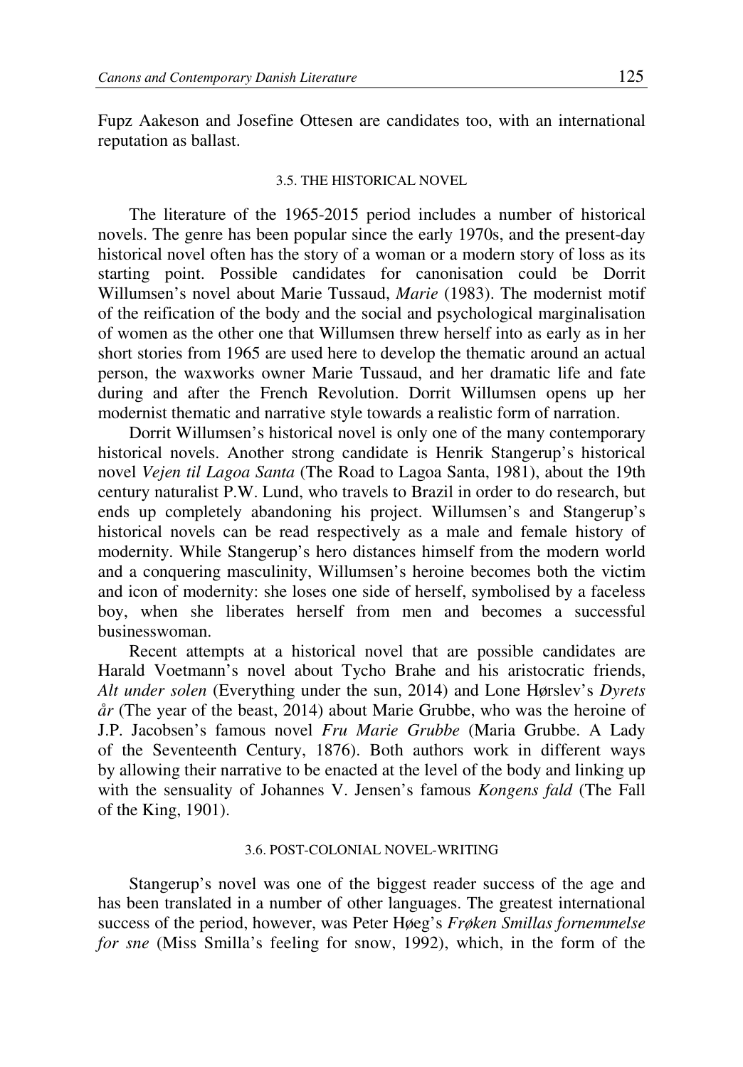Fupz Aakeson and Josefine Ottesen are candidates too, with an international reputation as ballast.

### 3.5. THE HISTORICAL NOVEL

The literature of the 1965-2015 period includes a number of historical novels. The genre has been popular since the early 1970s, and the present-day historical novel often has the story of a woman or a modern story of loss as its starting point. Possible candidates for canonisation could be Dorrit Willumsen's novel about Marie Tussaud, *Marie* (1983). The modernist motif of the reification of the body and the social and psychological marginalisation of women as the other one that Willumsen threw herself into as early as in her short stories from 1965 are used here to develop the thematic around an actual person, the waxworks owner Marie Tussaud, and her dramatic life and fate during and after the French Revolution. Dorrit Willumsen opens up her modernist thematic and narrative style towards a realistic form of narration.

Dorrit Willumsen's historical novel is only one of the many contemporary historical novels. Another strong candidate is Henrik Stangerup's historical novel *Vejen til Lagoa Santa* (The Road to Lagoa Santa, 1981), about the 19th century naturalist P.W. Lund, who travels to Brazil in order to do research, but ends up completely abandoning his project. Willumsen's and Stangerup's historical novels can be read respectively as a male and female history of modernity. While Stangerup's hero distances himself from the modern world and a conquering masculinity, Willumsen's heroine becomes both the victim and icon of modernity: she loses one side of herself, symbolised by a faceless boy, when she liberates herself from men and becomes a successful businesswoman.

Recent attempts at a historical novel that are possible candidates are Harald Voetmann's novel about Tycho Brahe and his aristocratic friends, *Alt under solen* (Everything under the sun, 2014) and Lone Hørslev's *Dyrets år* (The year of the beast, 2014) about Marie Grubbe, who was the heroine of J.P. Jacobsen's famous novel *Fru Marie Grubbe* (Maria Grubbe. A Lady of the Seventeenth Century, 1876). Both authors work in different ways by allowing their narrative to be enacted at the level of the body and linking up with the sensuality of Johannes V. Jensen's famous *Kongens fald* (The Fall of the King, 1901).

### 3.6. POST-COLONIAL NOVEL-WRITING

Stangerup's novel was one of the biggest reader success of the age and has been translated in a number of other languages. The greatest international success of the period, however, was Peter Høeg's *Frøken Smillas fornemmelse for sne* (Miss Smilla's feeling for snow, 1992), which, in the form of the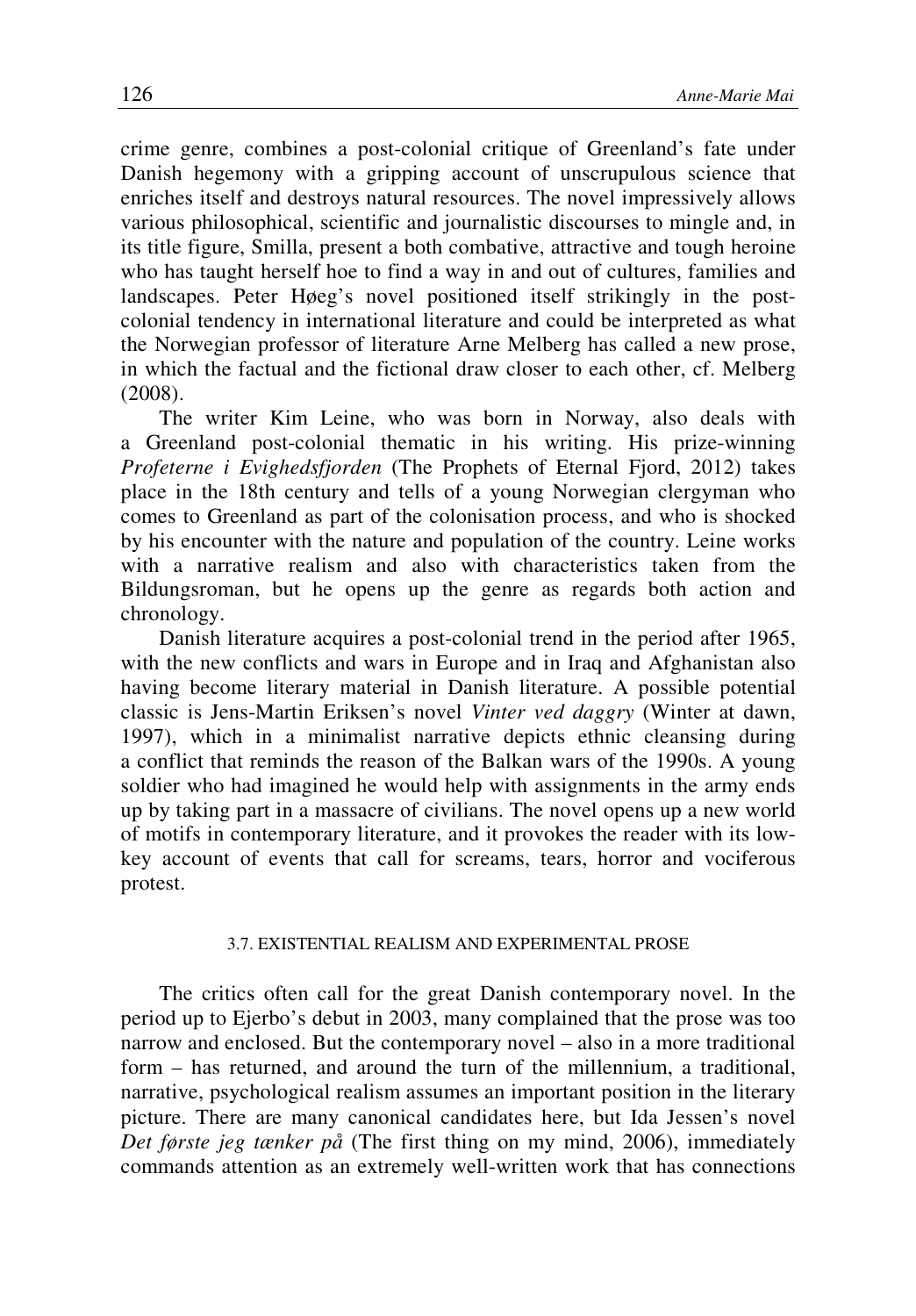crime genre, combines a post-colonial critique of Greenland's fate under Danish hegemony with a gripping account of unscrupulous science that enriches itself and destroys natural resources. The novel impressively allows various philosophical, scientific and journalistic discourses to mingle and, in its title figure, Smilla, present a both combative, attractive and tough heroine who has taught herself hoe to find a way in and out of cultures, families and landscapes. Peter Høeg's novel positioned itself strikingly in the post-colonial tendency in international literature and could be interpreted as what the Norwegian professor of literature Arne Melberg has called a new prose, in which the factual and the fictional draw closer to each other, cf. Melberg (2008).

The writer Kim Leine, who was born in Norway, also deals with a Greenland post-colonial thematic in his writing. His prize-winning *Profeterne i Evighedsfjorden* (The Prophets of Eternal Fjord, 2012) takes place in the 18th century and tells of a young Norwegian clergyman who comes to Greenland as part of the colonisation process, and who is shocked by his encounter with the nature and population of the country. Leine works with a narrative realism and also with characteristics taken from the Bildungsroman, but he opens up the genre as regards both action and chronology.

Danish literature acquires a post-colonial trend in the period after 1965, with the new conflicts and wars in Europe and in Iraq and Afghanistan also having become literary material in Danish literature. A possible potential classic is Jens-Martin Eriksen's novel *Vinter ved daggry* (Winter at dawn, 1997), which in a minimalist narrative depicts ethnic cleansing during a conflict that reminds the reason of the Balkan wars of the 1990s. A young soldier who had imagined he would help with assignments in the army ends up by taking part in a massacre of civilians. The novel opens up a new world of motifs in contemporary literature, and it provokes the reader with its low-key account of events that call for screams, tears, horror and vociferous protest.

### 3.7. EXISTENTIAL REALISM AND EXPERIMENTAL PROSE

The critics often call for the great Danish contemporary novel. In the period up to Ejerbo's debut in 2003, many complained that the prose was too narrow and enclosed. But the contemporary novel – also in a more traditional form – has returned, and around the turn of the millennium, a traditional, narrative, psychological realism assumes an important position in the literary picture. There are many canonical candidates here, but Ida Jessen's novel *Det første jeg tænker på* (The first thing on my mind, 2006), immediately commands attention as an extremely well-written work that has connections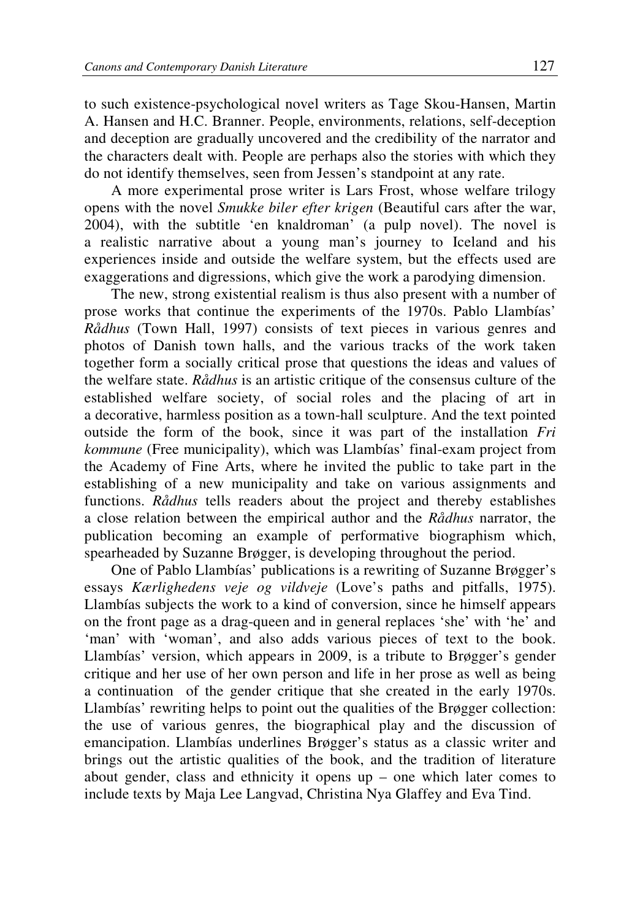to such existence-psychological novel writers as Tage Skou-Hansen, Martin A. Hansen and H.C. Branner. People, environments, relations, self-deception and deception are gradually uncovered and the credibility of the narrator and the characters dealt with. People are perhaps also the stories with which they do not identify themselves, seen from Jessen's standpoint at any rate.

A more experimental prose writer is Lars Frost, whose welfare trilogy opens with the novel *Smukke biler efter krigen* (Beautiful cars after the war, 2004), with the subtitle 'en knaldroman' (a pulp novel). The novel is a realistic narrative about a young man's journey to Iceland and his experiences inside and outside the welfare system, but the effects used are exaggerations and digressions, which give the work a parodying dimension.

The new, strong existential realism is thus also present with a number of prose works that continue the experiments of the 1970s. Pablo Llambías' *Rådhus* (Town Hall, 1997) consists of text pieces in various genres and photos of Danish town halls, and the various tracks of the work taken together form a socially critical prose that questions the ideas and values of the welfare state. *Rådhus* is an artistic critique of the consensus culture of the established welfare society, of social roles and the placing of art in a decorative, harmless position as a town-hall sculpture. And the text pointed outside the form of the book, since it was part of the installation *Fri kommune* (Free municipality), which was Llambías' final-exam project from the Academy of Fine Arts, where he invited the public to take part in the establishing of a new municipality and take on various assignments and functions. *Rådhus* tells readers about the project and thereby establishes a close relation between the empirical author and the *Rådhus* narrator, the publication becoming an example of performative biographism which, spearheaded by Suzanne Brøgger, is developing throughout the period.

One of Pablo Llambías' publications is a rewriting of Suzanne Brøgger's essays *Kærlighedens veje og vildveje* (Love's paths and pitfalls, 1975). Llambías subjects the work to a kind of conversion, since he himself appears on the front page as a drag-queen and in general replaces 'she' with 'he' and 'man' with 'woman', and also adds various pieces of text to the book. Llambías' version, which appears in 2009, is a tribute to Brøgger's gender critique and her use of her own person and life in her prose as well as being a continuation of the gender critique that she created in the early 1970s. Llambías' rewriting helps to point out the qualities of the Brøgger collection: the use of various genres, the biographical play and the discussion of emancipation. Llambías underlines Brøgger's status as a classic writer and brings out the artistic qualities of the book, and the tradition of literature about gender, class and ethnicity it opens up – one which later comes to include texts by Maja Lee Langvad, Christina Nya Glaffey and Eva Tind.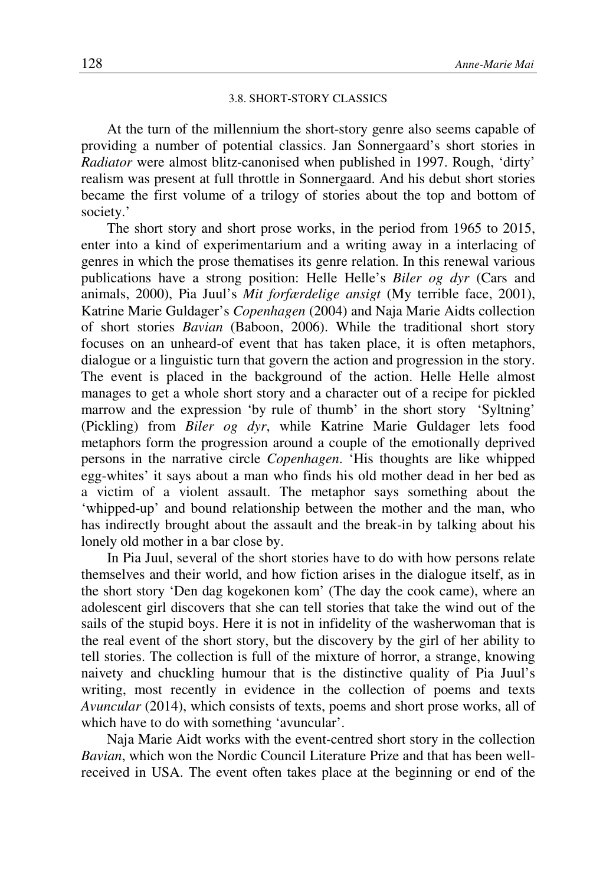### 3.8. SHORT-STORY CLASSICS

At the turn of the millennium the short-story genre also seems capable of providing a number of potential classics. Jan Sonnergaard's short stories in *Radiator* were almost blitz-canonised when published in 1997. Rough, 'dirty' realism was present at full throttle in Sonnergaard. And his debut short stories became the first volume of a trilogy of stories about the top and bottom of society.'

The short story and short prose works, in the period from 1965 to 2015, enter into a kind of experimentarium and a writing away in a interlacing of genres in which the prose thematises its genre relation. In this renewal various publications have a strong position: Helle Helle's *Biler og dyr* (Cars and animals, 2000), Pia Juul's *Mit forfærdelige ansigt* (My terrible face, 2001), Katrine Marie Guldager's *Copenhagen* (2004) and Naja Marie Aidts collection of short stories *Bavian* (Baboon, 2006). While the traditional short story focuses on an unheard-of event that has taken place, it is often metaphors, dialogue or a linguistic turn that govern the action and progression in the story. The event is placed in the background of the action. Helle Helle almost manages to get a whole short story and a character out of a recipe for pickled marrow and the expression 'by rule of thumb' in the short story 'Syltning' (Pickling) from *Biler og dyr*, while Katrine Marie Guldager lets food metaphors form the progression around a couple of the emotionally deprived persons in the narrative circle *Copenhagen*. 'His thoughts are like whipped egg-whites' it says about a man who finds his old mother dead in her bed as a victim of a violent assault. The metaphor says something about the 'whipped-up' and bound relationship between the mother and the man, who has indirectly brought about the assault and the break-in by talking about his lonely old mother in a bar close by.

In Pia Juul, several of the short stories have to do with how persons relate themselves and their world, and how fiction arises in the dialogue itself, as in the short story 'Den dag kogekonen kom' (The day the cook came), where an adolescent girl discovers that she can tell stories that take the wind out of the sails of the stupid boys. Here it is not in infidelity of the washerwoman that is the real event of the short story, but the discovery by the girl of her ability to tell stories. The collection is full of the mixture of horror, a strange, knowing naivety and chuckling humour that is the distinctive quality of Pia Juul's writing, most recently in evidence in the collection of poems and texts *Avuncular* (2014), which consists of texts, poems and short prose works, all of which have to do with something 'avuncular'.

Naja Marie Aidt works with the event-centred short story in the collection *Bavian*, which won the Nordic Council Literature Prize and that has been well-received in USA. The event often takes place at the beginning or end of the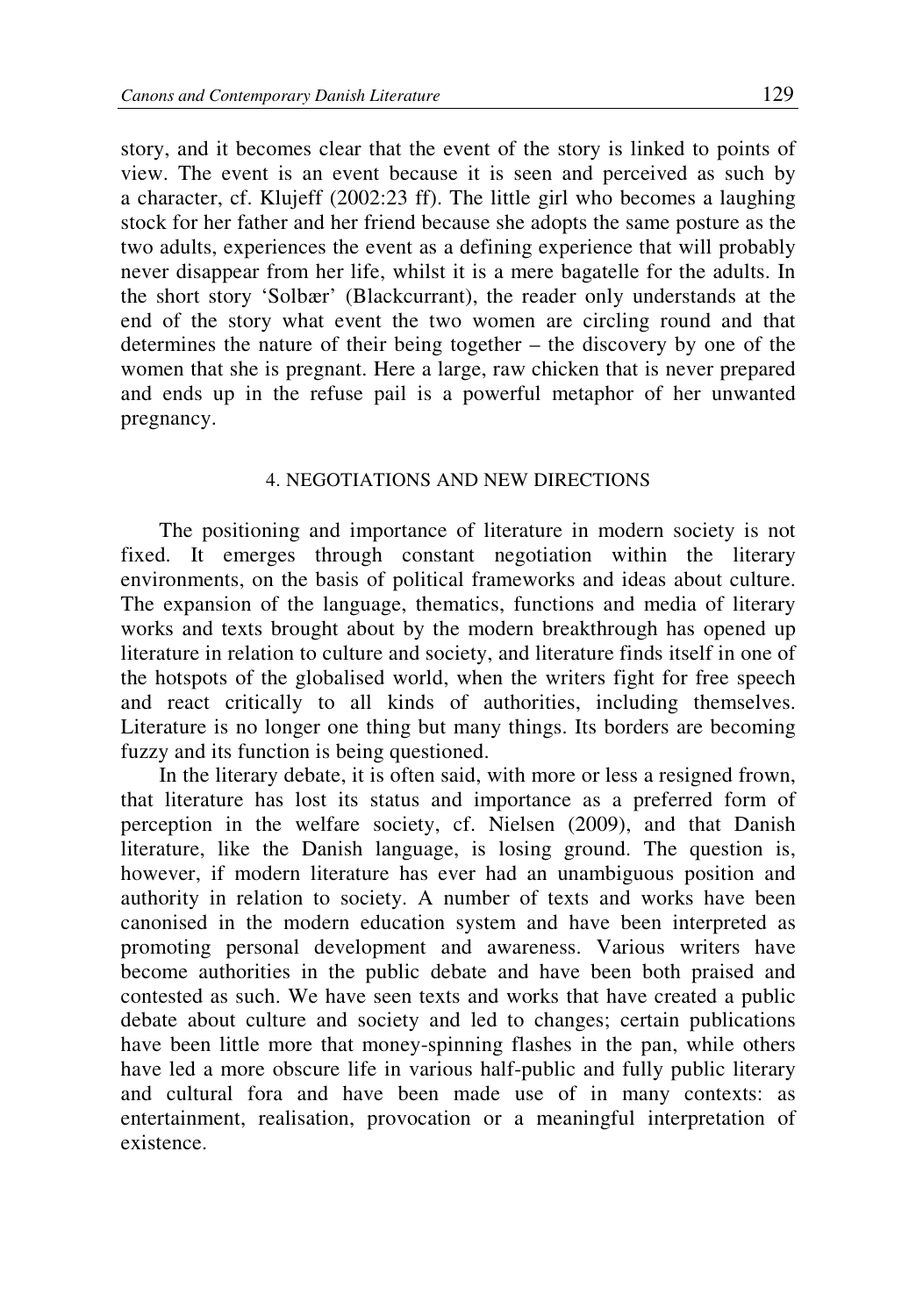story, and it becomes clear that the event of the story is linked to points of view. The event is an event because it is seen and perceived as such by a character, cf. Klujeff (2002:23 ff). The little girl who becomes a laughing stock for her father and her friend because she adopts the same posture as the two adults, experiences the event as a defining experience that will probably never disappear from her life, whilst it is a mere bagatelle for the adults. In the short story 'Solbær' (Blackcurrant), the reader only understands at the end of the story what event the two women are circling round and that determines the nature of their being together – the discovery by one of the women that she is pregnant. Here a large, raw chicken that is never prepared and ends up in the refuse pail is a powerful metaphor of her unwanted pregnancy.

## 4. NEGOTIATIONS AND NEW DIRECTIONS

The positioning and importance of literature in modern society is not fixed. It emerges through constant negotiation within the literary environments, on the basis of political frameworks and ideas about culture. The expansion of the language, thematics, functions and media of literary works and texts brought about by the modern breakthrough has opened up literature in relation to culture and society, and literature finds itself in one of the hotspots of the globalised world, when the writers fight for free speech and react critically to all kinds of authorities, including themselves. Literature is no longer one thing but many things. Its borders are becoming fuzzy and its function is being questioned.

In the literary debate, it is often said, with more or less a resigned frown, that literature has lost its status and importance as a preferred form of perception in the welfare society, cf. Nielsen (2009), and that Danish literature, like the Danish language, is losing ground. The question is, however, if modern literature has ever had an unambiguous position and authority in relation to society. A number of texts and works have been canonised in the modern education system and have been interpreted as promoting personal development and awareness. Various writers have become authorities in the public debate and have been both praised and contested as such. We have seen texts and works that have created a public debate about culture and society and led to changes; certain publications have been little more that money-spinning flashes in the pan, while others have led a more obscure life in various half-public and fully public literary and cultural fora and have been made use of in many contexts: as entertainment, realisation, provocation or a meaningful interpretation of existence.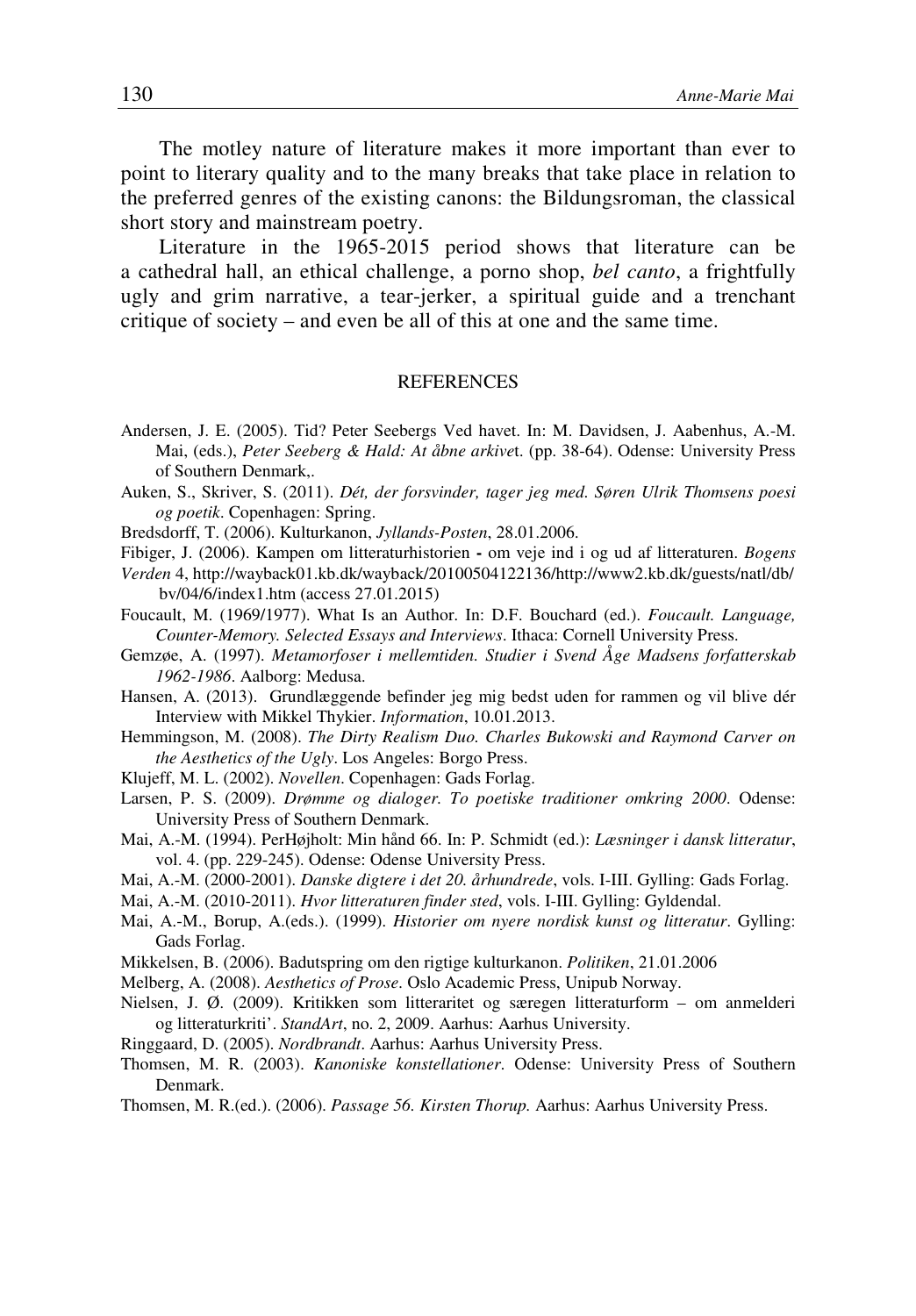The motley nature of literature makes it more important than ever to point to literary quality and to the many breaks that take place in relation to the preferred genres of the existing canons: the Bildungsroman, the classical short story and mainstream poetry.

Literature in the 1965-2015 period shows that literature can be a cathedral hall, an ethical challenge, a porno shop, *bel canto*, a frightfully ugly and grim narrative, a tear-jerker, a spiritual guide and a trenchant critique of society – and even be all of this at one and the same time.

## REFERENCES

Andersen, J. E. (2005). Tid? Peter Seebergs Ved havet. In: M. Davidsen, J. Aabenhus, A.-M. Mai, (eds.), *Peter Seeberg & Hald: At åbne arkive*t. (pp. 38-64). Odense: University Press of Southern Denmark,.

Auken, S., Skriver, S. (2011). *Dét, der forsvinder, tager jeg med. Søren Ulrik Thomsens poesi og poetik*. Copenhagen: Spring.

Bredsdorff, T. (2006). Kulturkanon, *Jyllands-Posten*, 28.01.2006.

Fibiger, J. (2006). Kampen om litteraturhistorien **-** om veje ind i og ud af litteraturen. *Bogens Verden* 4, http://wayback01.kb.dk/wayback/20100504122136/http://www2.kb.dk/guests/natl/db/bv/04/6/index1.htm (access 27.01.2015)

Foucault, M. (1969/1977). What Is an Author. In: D.F. Bouchard (ed.). *Foucault. Language, Counter-Memory. Selected Essays and Interviews*. Ithaca: Cornell University Press.

Gemzøe, A. (1997). *Metamorfoser i mellemtiden. Studier i Svend Åge Madsens forfatterskab 1962-1986*. Aalborg: Medusa.

Hansen, A. (2013). Grundlæggende befinder jeg mig bedst uden for rammen og vil blive dér Interview with Mikkel Thykier. *Information*, 10.01.2013.

Hemmingson, M. (2008). *The Dirty Realism Duo. Charles Bukowski and Raymond Carver on the Aesthetics of the Ugly*. Los Angeles: Borgo Press.

Klujeff, M. L. (2002). *Novellen*. Copenhagen: Gads Forlag.

Larsen, P. S. (2009). *Drømme og dialoger. To poetiske traditioner omkring 2000*. Odense: University Press of Southern Denmark.

Mai, A.-M. (1994). PerHøjholt: Min hånd 66. In: P. Schmidt (ed.): *Læsninger i dansk litteratur*, vol. 4. (pp. 229-245). Odense: Odense University Press.

Mai, A.-M. (2000-2001). *Danske digtere i det 20. århundrede*, vols. I-III. Gylling: Gads Forlag.

Mai, A.-M. (2010-2011). *Hvor litteraturen finder sted*, vols. I-III. Gylling: Gyldendal.

Mai, A.-M., Borup, A.(eds.). (1999). *Historier om nyere nordisk kunst og litteratur*. Gylling: Gads Forlag.

Mikkelsen, B. (2006). Badutspring om den rigtige kulturkanon. *Politiken*, 21.01.2006

Melberg, A. (2008). *Aesthetics of Prose*. Oslo Academic Press, Unipub Norway.

Nielsen, J. Ø. (2009). Kritikken som litteraritet og særegen litteraturform – om anmelderi og litteraturkriti'. *StandArt*, no. 2, 2009. Aarhus: Aarhus University.

Ringgaard, D. (2005). *Nordbrandt*. Aarhus: Aarhus University Press.

Thomsen, M. R. (2003). *Kanoniske konstellationer*. Odense: University Press of Southern Denmark.

Thomsen, M. R.(ed.). (2006). *Passage 56. Kirsten Thorup.* Aarhus: Aarhus University Press.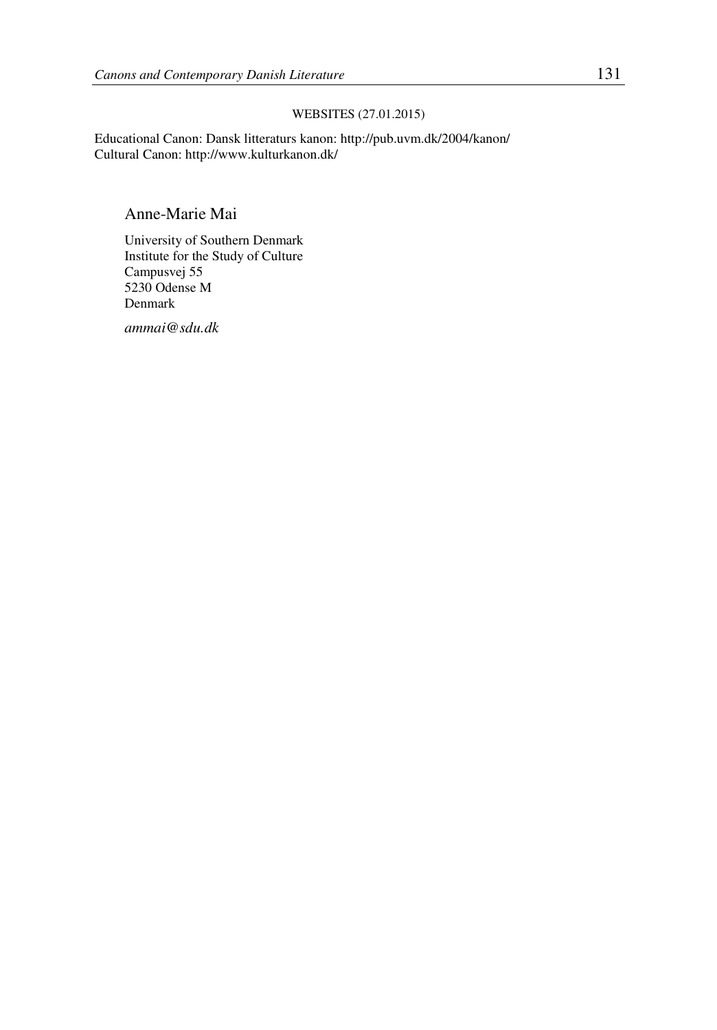WEBSITES (27.01.2015)

Educational Canon: Dansk litteraturs kanon: http://pub.uvm.dk/2004/kanon/
Cultural Canon: http://www.kulturkanon.dk/

Anne-Marie Mai

University of Southern Denmark
Institute for the Study of Culture
Campusvej 55
5230 Odense M
Denmark

*ammai@sdu.dk*